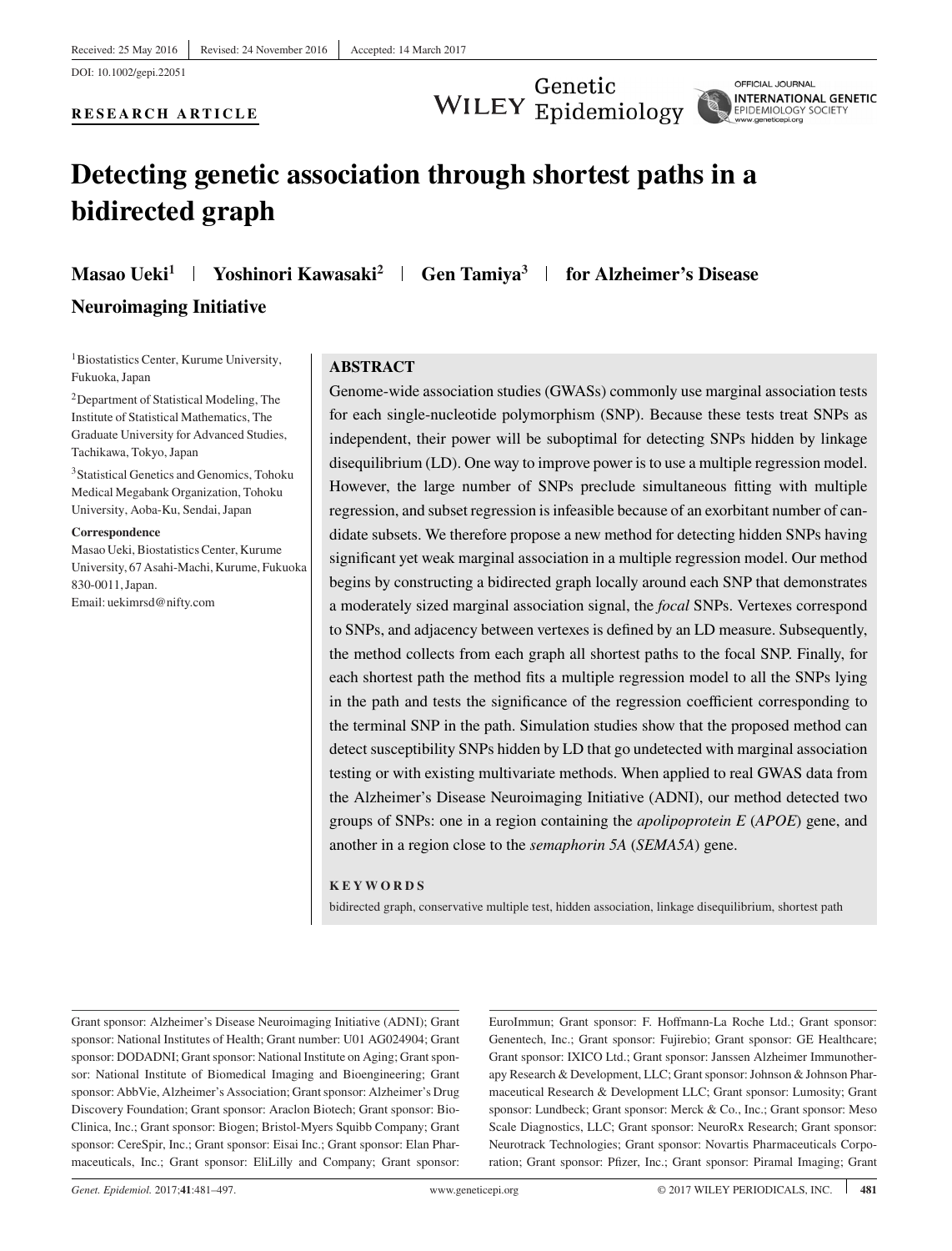Received: 25 May 2016 | Revised: 24 November 2016 | Accepted: 14 March 2017

DOI: 10.1002/gepi.22051

**RESEARCH ARTICLE**

# Detecting genetic association through shortest paths in a bidirected graph

**Masao Ueki[1] | Yoshinori Kawasaki[2] | Gen Tamiya[3] | for Alzheimer's Disease Neuroimaging Initiative**

[1] Biostatistics Center, Kurume University, Fukuoka, Japan

[2] Department of Statistical Modeling, The Institute of Statistical Mathematics, The Graduate University for Advanced Studies, Tachikawa, Tokyo, Japan

[3] Statistical Genetics and Genomics, Tohoku Medical Megabank Organization, Tohoku University, Aoba-Ku, Sendai, Japan

**Correspondence**

Masao Ueki, Biostatistics Center, Kurume University, 67 Asahi-Machi, Kurume, Fukuoka 830-0011, Japan.
Email: uekimrsd@nifty.com

## ABSTRACT

Genome-wide association studies (GWASs) commonly use marginal association tests for each single-nucleotide polymorphism (SNP). Because these tests treat SNPs as independent, their power will be suboptimal for detecting SNPs hidden by linkage disequilibrium (LD). One way to improve power is to use a multiple regression model. However, the large number of SNPs preclude simultaneous fitting with multiple regression, and subset regression is infeasible because of an exorbitant number of candidate subsets. We therefore propose a new method for detecting hidden SNPs having significant yet weak marginal association in a multiple regression model. Our method begins by constructing a bidirected graph locally around each SNP that demonstrates a moderately sized marginal association signal, the *focal* SNPs. Vertexes correspond to SNPs, and adjacency between vertexes is defined by an LD measure. Subsequently, the method collects from each graph all shortest paths to the focal SNP. Finally, for each shortest path the method fits a multiple regression model to all the SNPs lying in the path and tests the significance of the regression coefficient corresponding to the terminal SNP in the path. Simulation studies show that the proposed method can detect susceptibility SNPs hidden by LD that go undetected with marginal association testing or with existing multivariate methods. When applied to real GWAS data from the Alzheimer's Disease Neuroimaging Initiative (ADNI), our method detected two groups of SNPs: one in a region containing the *apolipoprotein E* (*APOE*) gene, and another in a region close to the *semaphorin 5A* (*SEMA5A*) gene.

**KEYWORDS**

bidirected graph, conservative multiple test, hidden association, linkage disequilibrium, shortest path

---

Grant sponsor: Alzheimer's Disease Neuroimaging Initiative (ADNI); Grant sponsor: National Institutes of Health; Grant number: U01 AG024904; Grant sponsor: DODADNI; Grant sponsor: National Institute on Aging; Grant sponsor: National Institute of Biomedical Imaging and Bioengineering; Grant sponsor: AbbVie, Alzheimer's Association; Grant sponsor: Alzheimer's Drug Discovery Foundation; Grant sponsor: Araclon Biotech; Grant sponsor: BioClinica, Inc.; Grant sponsor: Biogen; Bristol-Myers Squibb Company; Grant sponsor: CereSpir, Inc.; Grant sponsor: Eisai Inc.; Grant sponsor: Elan Pharmaceuticals, Inc.; Grant sponsor: EliLilly and Company; Grant sponsor: EuroImmun; Grant sponsor: F. Hoffmann-La Roche Ltd.; Grant sponsor: Genentech, Inc.; Grant sponsor: Fujirebio; Grant sponsor: GE Healthcare; Grant sponsor: IXICO Ltd.; Grant sponsor: Janssen Alzheimer Immunotherapy Research & Development, LLC; Grant sponsor: Johnson & Johnson Pharmaceutical Research & Development LLC; Grant sponsor: Lumosity; Grant sponsor: Lundbeck; Grant sponsor: Merck & Co., Inc.; Grant sponsor: Meso Scale Diagnostics, LLC; Grant sponsor: NeuroRx Research; Grant sponsor: Neurotrack Technologies; Grant sponsor: Novartis Pharmaceuticals Corporation; Grant sponsor: Pfizer, Inc.; Grant sponsor: Piramal Imaging; Grant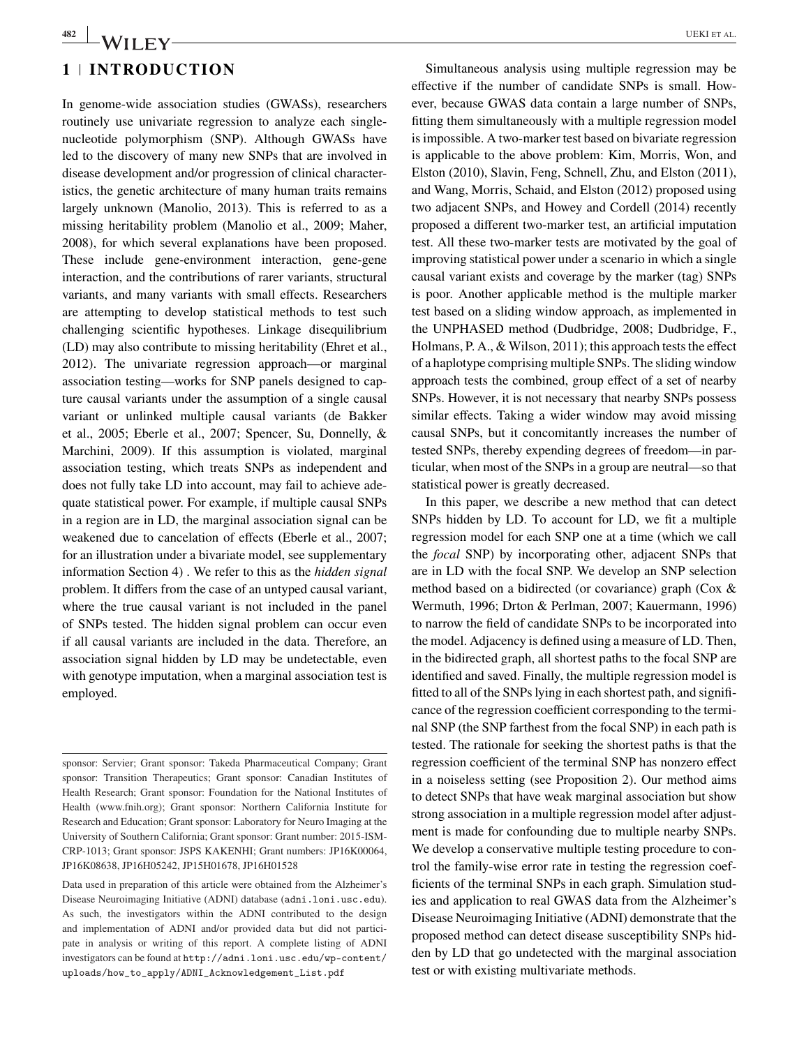## 1 | INTRODUCTION

In genome-wide association studies (GWASs), researchers routinely use univariate regression to analyze each single-nucleotide polymorphism (SNP). Although GWASs have led to the discovery of many new SNPs that are involved in disease development and/or progression of clinical characteristics, the genetic architecture of many human traits remains largely unknown (Manolio, 2013). This is referred to as a missing heritability problem (Manolio et al., 2009; Maher, 2008), for which several explanations have been proposed. These include gene-environment interaction, gene-gene interaction, and the contributions of rarer variants, structural variants, and many variants with small effects. Researchers are attempting to develop statistical methods to test such challenging scientific hypotheses. Linkage disequilibrium (LD) may also contribute to missing heritability (Ehret et al., 2012). The univariate regression approach—or marginal association testing—works for SNP panels designed to capture causal variants under the assumption of a single causal variant or unlinked multiple causal variants (de Bakker et al., 2005; Eberle et al., 2007; Spencer, Su, Donnelly, & Marchini, 2009). If this assumption is violated, marginal association testing, which treats SNPs as independent and does not fully take LD into account, may fail to achieve adequate statistical power. For example, if multiple causal SNPs in a region are in LD, the marginal association signal can be weakened due to cancelation of effects (Eberle et al., 2007; for an illustration under a bivariate model, see supplementary information Section 4) . We refer to this as the *hidden signal* problem. It differs from the case of an untyped causal variant, where the true causal variant is not included in the panel of SNPs tested. The hidden signal problem can occur even if all causal variants are included in the data. Therefore, an association signal hidden by LD may be undetectable, even with genotype imputation, when a marginal association test is employed.

Simultaneous analysis using multiple regression may be effective if the number of candidate SNPs is small. However, because GWAS data contain a large number of SNPs, fitting them simultaneously with a multiple regression model is impossible. A two-marker test based on bivariate regression is applicable to the above problem: Kim, Morris, Won, and Elston (2010), Slavin, Feng, Schnell, Zhu, and Elston (2011), and Wang, Morris, Schaid, and Elston (2012) proposed using two adjacent SNPs, and Howey and Cordell (2014) recently proposed a different two-marker test, an artificial imputation test. All these two-marker tests are motivated by the goal of improving statistical power under a scenario in which a single causal variant exists and coverage by the marker (tag) SNPs is poor. Another applicable method is the multiple marker test based on a sliding window approach, as implemented in the UNPHASED method (Dudbridge, 2008; Dudbridge, F., Holmans, P. A., & Wilson, 2011); this approach tests the effect of a haplotype comprising multiple SNPs. The sliding window approach tests the combined, group effect of a set of nearby SNPs. However, it is not necessary that nearby SNPs possess similar effects. Taking a wider window may avoid missing causal SNPs, but it concomitantly increases the number of tested SNPs, thereby expending degrees of freedom—in particular, when most of the SNPs in a group are neutral—so that statistical power is greatly decreased.

In this paper, we describe a new method that can detect SNPs hidden by LD. To account for LD, we fit a multiple regression model for each SNP one at a time (which we call the *focal* SNP) by incorporating other, adjacent SNPs that are in LD with the focal SNP. We develop an SNP selection method based on a bidirected (or covariance) graph (Cox & Wermuth, 1996; Drton & Perlman, 2007; Kauermann, 1996) to narrow the field of candidate SNPs to be incorporated into the model. Adjacency is defined using a measure of LD. Then, in the bidirected graph, all shortest paths to the focal SNP are identified and saved. Finally, the multiple regression model is fitted to all of the SNPs lying in each shortest path, and significance of the regression coefficient corresponding to the terminal SNP (the SNP farthest from the focal SNP) in each path is tested. The rationale for seeking the shortest paths is that the regression coefficient of the terminal SNP has nonzero effect in a noiseless setting (see Proposition 2). Our method aims to detect SNPs that have weak marginal association but show strong association in a multiple regression model after adjustment is made for confounding due to multiple nearby SNPs. We develop a conservative multiple testing procedure to control the family-wise error rate in testing the regression coefficients of the terminal SNPs in each graph. Simulation studies and application to real GWAS data from the Alzheimer's Disease Neuroimaging Initiative (ADNI) demonstrate that the proposed method can detect disease susceptibility SNPs hidden by LD that go undetected with the marginal association test or with existing multivariate methods.

sponsor: Servier; Grant sponsor: Takeda Pharmaceutical Company; Grant sponsor: Transition Therapeutics; Grant sponsor: Canadian Institutes of Health Research; Grant sponsor: Foundation for the National Institutes of Health (www.fnih.org); Grant sponsor: Northern California Institute for Research and Education; Grant sponsor: Laboratory for Neuro Imaging at the University of Southern California; Grant sponsor: Grant number: 2015-ISM-CRP-1013; Grant sponsor: JSPS KAKENHI; Grant numbers: JP16K00064, JP16K08638, JP16H05242, JP15H01678, JP16H01528

Data used in preparation of this article were obtained from the Alzheimer's Disease Neuroimaging Initiative (ADNI) database (adni.loni.usc.edu). As such, the investigators within the ADNI contributed to the design and implementation of ADNI and/or provided data but did not participate in analysis or writing of this report. A complete listing of ADNI investigators can be found at http://adni.loni.usc.edu/wp-content/uploads/how_to_apply/ADNI_Acknowledgement_List.pdf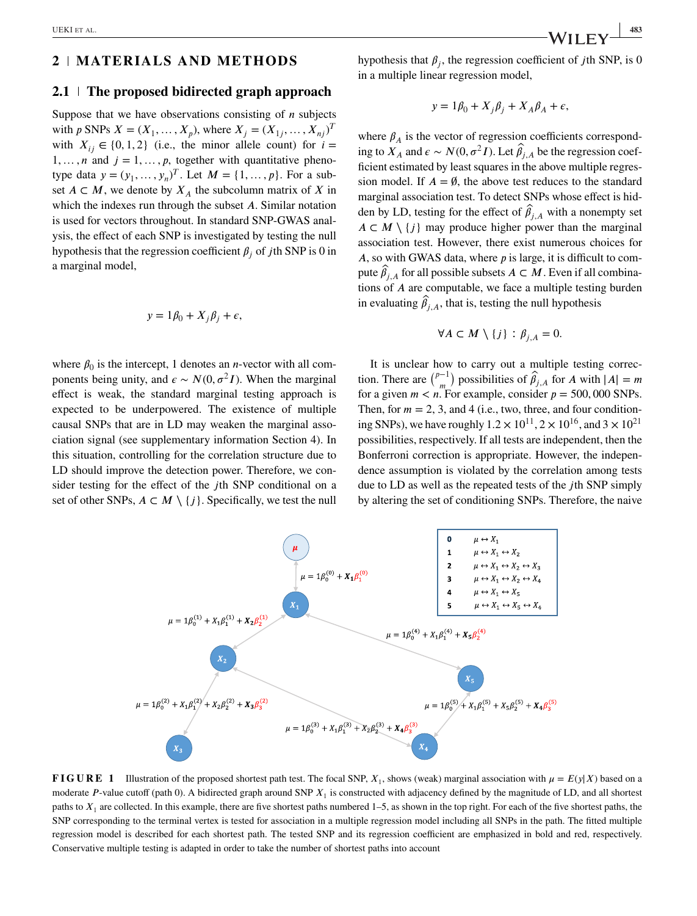## 2 | MATERIALS AND METHODS

### 2.1 | The proposed bidirected graph approach

Suppose that we have observations consisting of $n$ subjects with $p$ SNPs $X = (X_1, \ldots, X_p)$, where $X_j = (X_{1j}, \ldots, X_{nj})^T$ with $X_{ij} \in \{0, 1, 2\}$ (i.e., the minor allele count) for $i = 1, \ldots, n$ and $j = 1, \ldots, p$, together with quantitative phenotype data $y = (y_1, \ldots, y_n)^T$. Let $M = \{1, \ldots, p\}$. For a subset $A \subset M$, we denote by $X_A$ the subcolumn matrix of $X$ in which the indexes run through the subset $A$. Similar notation is used for vectors throughout. In standard SNP-GWAS analysis, the effect of each SNP is investigated by testing the null hypothesis that the regression coefficient $\beta_j$ of $j$th SNP is 0 in a marginal model,

$$y = 1\beta_0 + X_j\beta_j + \epsilon,$$

where $\beta_0$ is the intercept, 1 denotes an $n$-vector with all components being unity, and $\epsilon \sim N(0, \sigma^2 I)$. When the marginal effect is weak, the standard marginal testing approach is expected to be underpowered. The existence of multiple causal SNPs that are in LD may weaken the marginal association signal (see supplementary information Section 4). In this situation, controlling for the correlation structure due to LD should improve the detection power. Therefore, we consider testing for the effect of the $j$th SNP conditional on a set of other SNPs, $A \subset M \setminus \{j\}$. Specifically, we test the null hypothesis that $\beta_j$, the regression coefficient of $j$th SNP, is 0 in a multiple linear regression model,

$$y = 1\beta_0 + X_j\beta_j + X_A\beta_A + \epsilon,$$

where $\beta_A$ is the vector of regression coefficients corresponding to $X_A$ and $\epsilon \sim N(0, \sigma^2 I)$. Let $\hat{\beta}_{j,A}$ be the regression coefficient estimated by least squares in the above multiple regression model. If $A = \emptyset$, the above test reduces to the standard marginal association test. To detect SNPs whose effect is hidden by LD, testing for the effect of $\hat{\beta}_{j,A}$ with a nonempty set $A \subset M \setminus \{j\}$ may produce higher power than the marginal association test. However, there exist numerous choices for $A$, so with GWAS data, where $p$ is large, it is difficult to compute $\hat{\beta}_{j,A}$ for all possible subsets $A \subset M$. Even if all combinations of $A$ are computable, we face a multiple testing burden in evaluating $\hat{\beta}_{j,A}$, that is, testing the null hypothesis

$$\forall A \subset M \setminus \{j\} : \beta_{j,A} = 0.$$

It is unclear how to carry out a multiple testing correction. There are $\binom{p-1}{m}$ possibilities of $\hat{\beta}_{j,A}$ for $A$ with $|A| = m$ for a given $m < n$. For example, consider $p = 500,000$ SNPs. Then, for $m = 2$, 3, and 4 (i.e., two, three, and four conditioning SNPs), we have roughly $1.2 \times 10^{11}$, $2 \times 10^{16}$, and $3 \times 10^{21}$ possibilities, respectively. If all tests are independent, then the Bonferroni correction is appropriate. However, the independence assumption is violated by the correlation among tests due to LD as well as the repeated tests of the $j$th SNP simply by altering the set of conditioning SNPs. Therefore, the naive

μ

$\mu = 1\beta_0^{(0)} + \mathbf{X_1}\beta_1^{(0)}$

$X_1$

$\mu = 1\beta_0^{(1)} + X_1\beta_1^{(1)} + \mathbf{X_2}\beta_2^{(1)}$

$X_2$

$\mu = 1\beta_0^{(4)} + X_1\beta_1^{(4)} + \mathbf{X_5}\beta_2^{(4)}$

$X_5$

$\mu = 1\beta_0^{(2)} + X_1\beta_1^{(2)} + X_2\beta_2^{(2)} + \mathbf{X_3}\beta_3^{(2)}$

$\mu = 1\beta_0^{(5)} + X_1\beta_1^{(5)} + X_5\beta_2^{(5)} + \mathbf{X_4}\beta_3^{(5)}$

$\mu = 1\beta_0^{(3)} + X_1\beta_1^{(3)} + X_2\beta_2^{(3)} + \mathbf{X_4}\beta_3^{(3)}$

$X_3$

$X_4$

0 $\mu \leftrightarrow X_1$
1 $\mu \leftrightarrow X_1 \leftrightarrow X_2$
2 $\mu \leftrightarrow X_1 \leftrightarrow X_2 \leftrightarrow X_3$
3 $\mu \leftrightarrow X_1 \leftrightarrow X_2 \leftrightarrow X_4$
4 $\mu \leftrightarrow X_1 \leftrightarrow X_5$
5 $\mu \leftrightarrow X_1 \leftrightarrow X_5 \leftrightarrow X_4$

**FIGURE 1** Illustration of the proposed shortest path test. The focal SNP, $X_1$, shows (weak) marginal association with $\mu = E(y|X)$ based on a moderate $P$-value cutoff (path 0). A bidirected graph around SNP $X_1$ is constructed with adjacency defined by the magnitude of LD, and all shortest paths to $X_1$ are collected. In this example, there are five shortest paths numbered 1–5, as shown in the top right. For each of the five shortest paths, the SNP corresponding to the terminal vertex is tested for association in a multiple regression model including all SNPs in the path. The fitted multiple regression model is described for each shortest path. The tested SNP and its regression coefficient are emphasized in bold and red, respectively. Conservative multiple testing is adapted in order to take the number of shortest paths into account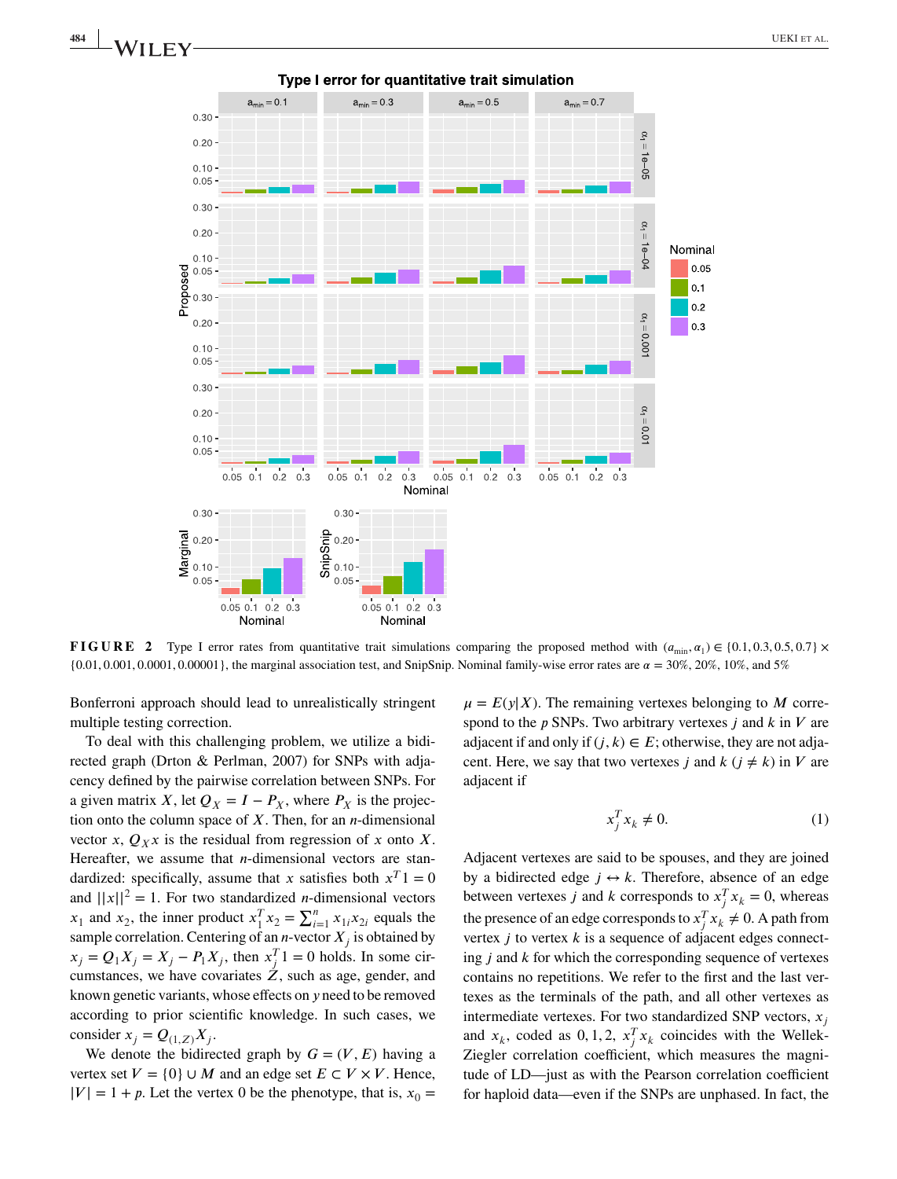Type I error for quantitative trait simulation

$a_{min} = 0.1$ $a_{min} = 0.3$ $a_{min} = 0.5$ $a_{min} = 0.7$

$\alpha_1 = 1e{-}05$ $\alpha_1 = 1e{-}04$ $\alpha_1 = 0.001$ $\alpha_1 = 0.01$

Proposed

0.30 0.20 0.10 0.05

0.05 0.1 0.2 0.3

Nominal

Nominal: 0.05, 0.1, 0.2, 0.3

Marginal

SnipSnip

**FIGURE 2** Type I error rates from quantitative trait simulations comparing the proposed method with $(a_{\min}, \alpha_1) \in \{0.1, 0.3, 0.5, 0.7\} \times \{0.01, 0.001, 0.0001, 0.00001\}$, the marginal association test, and SnipSnip. Nominal family-wise error rates are $\alpha = 30\%$, 20%, 10%, and 5%

Bonferroni approach should lead to unrealistically stringent multiple testing correction.

To deal with this challenging problem, we utilize a bidirected graph (Drton & Perlman, 2007) for SNPs with adjacency defined by the pairwise correlation between SNPs. For a given matrix $X$, let $Q_X = I - P_X$, where $P_X$ is the projection onto the column space of $X$. Then, for an $n$-dimensional vector $x$, $Q_X x$ is the residual from regression of $x$ onto $X$. Hereafter, we assume that $n$-dimensional vectors are standardized: specifically, assume that $x$ satisfies both $x^T 1 = 0$ and $||x||^2 = 1$. For two standardized $n$-dimensional vectors $x_1$ and $x_2$, the inner product $x_1^T x_2 = \sum_{i=1}^n x_{1i} x_{2i}$ equals the sample correlation. Centering of an $n$-vector $X_j$ is obtained by $x_j = Q_1 X_j = X_j - P_1 X_j$, then $x_j^T 1 = 0$ holds. In some circumstances, we have covariates $Z$, such as age, gender, and known genetic variants, whose effects on $y$ need to be removed according to prior scientific knowledge. In such cases, we consider $x_j = Q_{(1,Z)} X_j$.

We denote the bidirected graph by $G = (V, E)$ having a vertex set $V = \{0\} \cup M$ and an edge set $E \subset V \times V$. Hence, $|V| = 1 + p$. Let the vertex 0 be the phenotype, that is, $x_0 = \mu = E(y|X)$. The remaining vertexes belonging to $M$ correspond to the $p$ SNPs. Two arbitrary vertexes $j$ and $k$ in $V$ are adjacent if and only if $(j, k) \in E$; otherwise, they are not adjacent. Here, we say that two vertexes $j$ and $k$ $(j \neq k)$ in $V$ are adjacent if

$$x_j^T x_k \neq 0. \tag{1}$$

Adjacent vertexes are said to be spouses, and they are joined by a bidirected edge $j \leftrightarrow k$. Therefore, absence of an edge between vertexes $j$ and $k$ corresponds to $x_j^T x_k = 0$, whereas the presence of an edge corresponds to $x_j^T x_k \neq 0$. A path from vertex $j$ to vertex $k$ is a sequence of adjacent edges connecting $j$ and $k$ for which the corresponding sequence of vertexes contains no repetitions. We refer to the first and the last vertexes as the terminals of the path, and all other vertexes as intermediate vertexes. For two standardized SNP vectors, $x_j$ and $x_k$, coded as 0, 1, 2, $x_j^T x_k$ coincides with the Wellek-Ziegler correlation coefficient, which measures the magnitude of LD—just as with the Pearson correlation coefficient for haploid data—even if the SNPs are unphased. In fact, the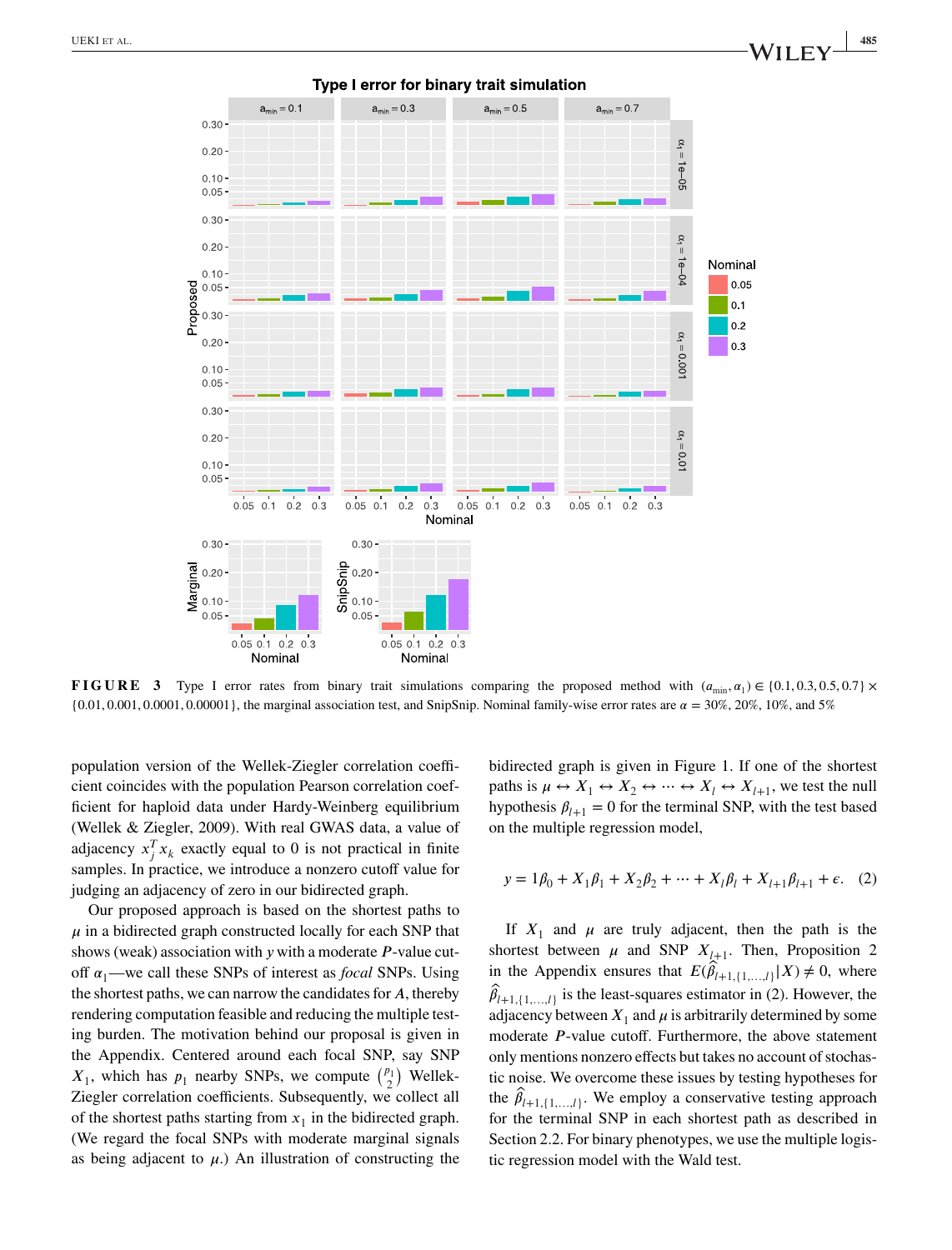Type I error for binary trait simulation

$a_{min} = 0.1$ $a_{min} = 0.3$ $a_{min} = 0.5$ $a_{min} = 0.7$

$\alpha_1 = 1e{-}05$ $\alpha_1 = 1e{-}04$ $\alpha_1 = 0.001$ $\alpha_1 = 0.01$

Proposed

0.30 0.20 0.10 0.05

0.05 0.1 0.2 0.3

Nominal

Nominal: 0.05, 0.1, 0.2, 0.3

Marginal

SnipSnip

**FIGURE 3** Type I error rates from binary trait simulations comparing the proposed method with $(a_{\min}, \alpha_1) \in \{0.1, 0.3, 0.5, 0.7\} \times \{0.01, 0.001, 0.0001, 0.00001\}$, the marginal association test, and SnipSnip. Nominal family-wise error rates are $\alpha = 30\%$, 20%, 10%, and 5%

population version of the Wellek-Ziegler correlation coefficient coincides with the population Pearson correlation coefficient for haploid data under Hardy-Weinberg equilibrium (Wellek & Ziegler, 2009). With real GWAS data, a value of adjacency $x_j^T x_k$ exactly equal to 0 is not practical in finite samples. In practice, we introduce a nonzero cutoff value for judging an adjacency of zero in our bidirected graph.

Our proposed approach is based on the shortest paths to $\mu$ in a bidirected graph constructed locally for each SNP that shows (weak) association with $y$ with a moderate $P$-value cutoff $\alpha_1$—we call these SNPs of interest as *focal* SNPs. Using the shortest paths, we can narrow the candidates for $A$, thereby rendering computation feasible and reducing the multiple testing burden. The motivation behind our proposal is given in the Appendix. Centered around each focal SNP, say SNP $X_1$, which has $p_1$ nearby SNPs, we compute $\binom{p_1}{2}$ Wellek-Ziegler correlation coefficients. Subsequently, we collect all of the shortest paths starting from $x_1$ in the bidirected graph. (We regard the focal SNPs with moderate marginal signals as being adjacent to $\mu$.) An illustration of constructing the bidirected graph is given in Figure 1. If one of the shortest paths is $\mu \leftrightarrow X_1 \leftrightarrow X_2 \leftrightarrow \cdots \leftrightarrow X_l \leftrightarrow X_{l+1}$, we test the null hypothesis $\beta_{l+1} = 0$ for the terminal SNP, with the test based on the multiple regression model,

$$y = 1\beta_0 + X_1\beta_1 + X_2\beta_2 + \cdots + X_l\beta_l + X_{l+1}\beta_{l+1} + \epsilon. \quad (2)$$

If $X_1$ and $\mu$ are truly adjacent, then the path is the shortest between $\mu$ and SNP $X_{l+1}$. Then, Proposition 2 in the Appendix ensures that $E(\hat{\beta}_{l+1,\{1,\ldots,l\}}|X) \neq 0$, where $\hat{\beta}_{l+1,\{1,\ldots,l\}}$ is the least-squares estimator in (2). However, the adjacency between $X_1$ and $\mu$ is arbitrarily determined by some moderate $P$-value cutoff. Furthermore, the above statement only mentions nonzero effects but takes no account of stochastic noise. We overcome these issues by testing hypotheses for the $\hat{\beta}_{l+1,\{1,\ldots,l\}}$. We employ a conservative testing approach for the terminal SNP in each shortest path as described in Section 2.2. For binary phenotypes, we use the multiple logistic regression model with the Wald test.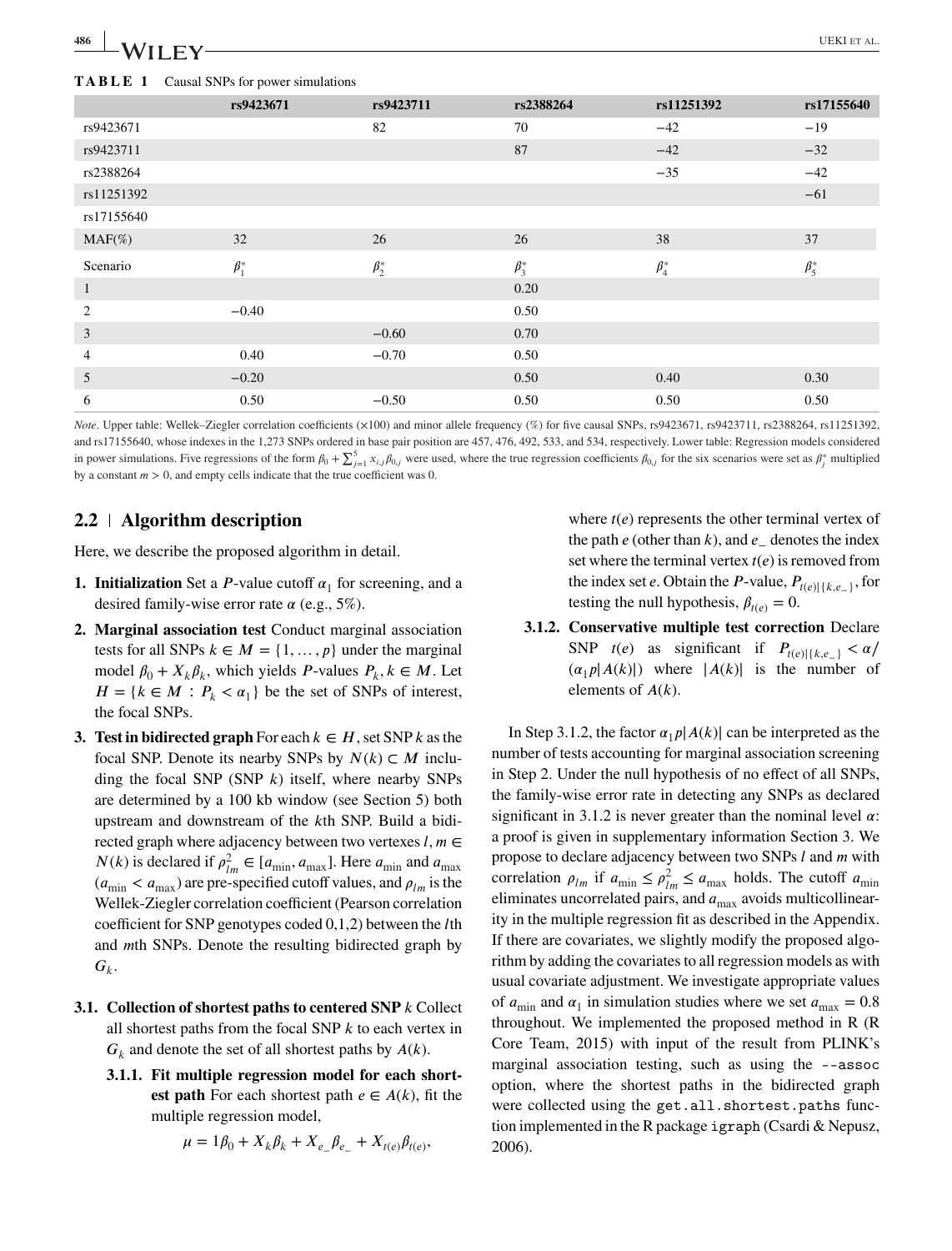**TABLE 1** Causal SNPs for power simulations

| | rs9423671 | rs9423711 | rs2388264 | rs11251392 | rs17155640 |
|---|---|---|---|---|---|
| rs9423671 | | 82 | 70 | −42 | −19 |
| rs9423711 | | | 87 | −42 | −32 |
| rs2388264 | | | | −35 | −42 |
| rs11251392 | | | | | −61 |
| rs17155640 | | | | | |
| MAF(%) | 32 | 26 | 26 | 38 | 37 |
| Scenario | $\beta_1^*$ | $\beta_2^*$ | $\beta_3^*$ | $\beta_4^*$ | $\beta_5^*$ |
| 1 | | | 0.20 | | |
| 2 | −0.40 | | 0.50 | | |
| 3 | | −0.60 | 0.70 | | |
| 4 | 0.40 | −0.70 | 0.50 | | |
| 5 | −0.20 | | 0.50 | 0.40 | 0.30 |
| 6 | 0.50 | −0.50 | 0.50 | 0.50 | 0.50 |

*Note*. Upper table: Wellek–Ziegler correlation coefficients (×100) and minor allele frequency (%) for five causal SNPs, rs9423671, rs9423711, rs2388264, rs11251392, and rs17155640, whose indexes in the 1,273 SNPs ordered in base pair position are 457, 476, 492, 533, and 534, respectively. Lower table: Regression models considered in power simulations. Five regressions of the form $\beta_0 + \sum_{j=1}^{5} x_{i,j}\beta_{0,j}$ were used, where the true regression coefficients $\beta_{0,j}$ for the six scenarios were set as $\beta_j^*$ multiplied by a constant $m > 0$, and empty cells indicate that the true coefficient was 0.

## 2.2 | Algorithm description

Here, we describe the proposed algorithm in detail.

1. **Initialization** Set a $P$-value cutoff $\alpha_1$ for screening, and a desired family-wise error rate $\alpha$ (e.g., 5%).
2. **Marginal association test** Conduct marginal association tests for all SNPs $k \in M = \{1, \ldots, p\}$ under the marginal model $\beta_0 + X_k\beta_k$, which yields $P$-values $P_k, k \in M$. Let $H = \{k \in M : P_k < \alpha_1\}$ be the set of SNPs of interest, the focal SNPs.
3. **Test in bidirected graph** For each $k \in H$, set SNP $k$ as the focal SNP. Denote its nearby SNPs by $N(k) \subset M$ including the focal SNP (SNP $k$) itself, where nearby SNPs are determined by a 100 kb window (see Section 5) both upstream and downstream of the $k$th SNP. Build a bidirected graph where adjacency between two vertexes $l, m \in N(k)$ is declared if $\rho_{lm}^2 \in [a_{\min}, a_{\max}]$. Here $a_{\min}$ and $a_{\max}$ ($a_{\min} < a_{\max}$) are pre-specified cutoff values, and $\rho_{lm}$ is the Wellek-Ziegler correlation coefficient (Pearson correlation coefficient for SNP genotypes coded 0,1,2) between the $l$th and $m$th SNPs. Denote the resulting bidirected graph by $G_k$.

**3.1. Collection of shortest paths to centered SNP $k$** Collect all shortest paths from the focal SNP $k$ to each vertex in $G_k$ and denote the set of all shortest paths by $A(k)$.

**3.1.1. Fit multiple regression model for each shortest path** For each shortest path $e \in A(k)$, fit the multiple regression model,

$$\mu = 1\beta_0 + X_k\beta_k + X_{e_-}\beta_{e_-} + X_{t(e)}\beta_{t(e)},$$

where $t(e)$ represents the other terminal vertex of the path $e$ (other than $k$), and $e_-$ denotes the index set where the terminal vertex $t(e)$ is removed from the index set $e$. Obtain the $P$-value, $P_{t(e)|\{k,e_-\}}$, for testing the null hypothesis, $\beta_{t(e)} = 0$.

**3.1.2. Conservative multiple test correction** Declare SNP $t(e)$ as significant if $P_{t(e)|\{k,e_-\}} < \alpha/(\alpha_1 p|A(k)|)$ where $|A(k)|$ is the number of elements of $A(k)$.

In Step 3.1.2, the factor $\alpha_1 p|A(k)|$ can be interpreted as the number of tests accounting for marginal association screening in Step 2. Under the null hypothesis of no effect of all SNPs, the family-wise error rate in detecting any SNPs as declared significant in 3.1.2 is never greater than the nominal level $\alpha$: a proof is given in supplementary information Section 3. We propose to declare adjacency between two SNPs $l$ and $m$ with correlation $\rho_{lm}$ if $a_{\min} \le \rho_{lm}^2 \le a_{\max}$ holds. The cutoff $a_{\min}$ eliminates uncorrelated pairs, and $a_{\max}$ avoids multicollinearity in the multiple regression fit as described in the Appendix. If there are covariates, we slightly modify the proposed algorithm by adding the covariates to all regression models as with usual covariate adjustment. We investigate appropriate values of $a_{\min}$ and $\alpha_1$ in simulation studies where we set $a_{\max} = 0.8$ throughout. We implemented the proposed method in R (R Core Team, 2015) with input of the result from PLINK's marginal association testing, such as using the `--assoc` option, where the shortest paths in the bidirected graph were collected using the `get.all.shortest.paths` function implemented in the R package `igraph` (Csardi & Nepusz, 2006).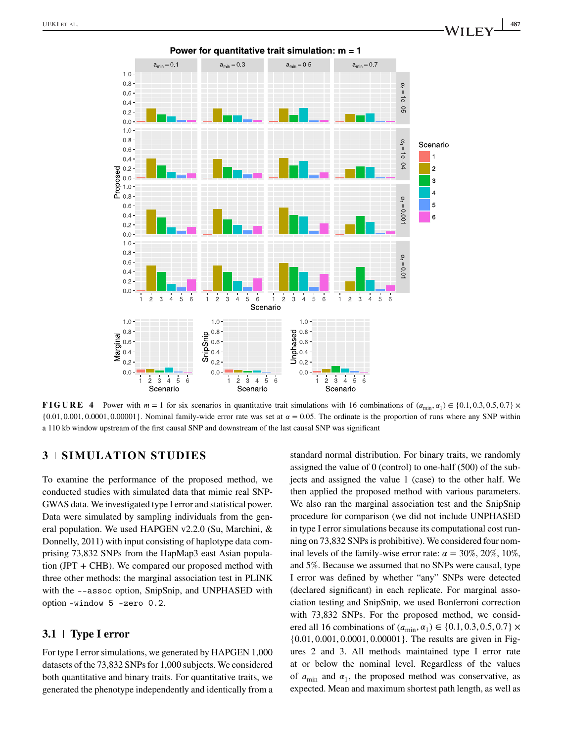Power for quantitative trait simulation: m = 1

$a_{min} = 0.1$ $a_{min} = 0.3$ $a_{min} = 0.5$ $a_{min} = 0.7$

$\alpha_1$ = 1e−05

$\alpha_1$ = 1e−04

$\alpha_1$ = 0.001

$\alpha_1$ = 0.01

Proposed

1.0 0.8 0.6 0.4 0.2 0.0

1 2 3 4 5 6

Scenario

Scenario: 1, 2, 3, 4, 5, 6

Marginal

SnipSnip

Unphased

1.0 0.8 0.6 0.4 0.2 0.0

1 2 3 4 5 6

Scenario

**FIGURE 4** Power with $m = 1$ for six scenarios in quantitative trait simulations with 16 combinations of $(a_{\text{min}}, \alpha_1) \in \{0.1, 0.3, 0.5, 0.7\} \times \{0.01, 0.001, 0.0001, 0.00001\}$. Nominal family-wide error rate was set at $\alpha = 0.05$. The ordinate is the proportion of runs where any SNP within a 110 kb window upstream of the first causal SNP and downstream of the last causal SNP was significant

## 3 | SIMULATION STUDIES

To examine the performance of the proposed method, we conducted studies with simulated data that mimic real SNP-GWAS data. We investigated type I error and statistical power. Data were simulated by sampling individuals from the general population. We used HAPGEN v2.2.0 (Su, Marchini, & Donnelly, 2011) with input consisting of haplotype data comprising 73,832 SNPs from the HapMap3 east Asian population (JPT + CHB). We compared our proposed method with three other methods: the marginal association test in PLINK with the `--assoc` option, SnipSnip, and UNPHASED with option `-window 5 -zero 0.2`.

### 3.1 | Type I error

For type I error simulations, we generated by HAPGEN 1,000 datasets of the 73,832 SNPs for 1,000 subjects. We considered both quantitative and binary traits. For quantitative traits, we generated the phenotype independently and identically from a standard normal distribution. For binary traits, we randomly assigned the value of 0 (control) to one-half (500) of the subjects and assigned the value 1 (case) to the other half. We then applied the proposed method with various parameters. We also ran the marginal association test and the SnipSnip procedure for comparison (we did not include UNPHASED in type I error simulations because its computational cost running on 73,832 SNPs is prohibitive). We considered four nominal levels of the family-wise error rate: $\alpha = 30\%$, $20\%$, $10\%$, and $5\%$. Because we assumed that no SNPs were causal, type I error was defined by whether "any" SNPs were detected (declared significant) in each replicate. For marginal association testing and SnipSnip, we used Bonferroni correction with 73,832 SNPs. For the proposed method, we considered all 16 combinations of $(a_{\text{min}}, \alpha_1) \in \{0.1, 0.3, 0.5, 0.7\} \times \{0.01, 0.001, 0.0001, 0.00001\}$. The results are given in Figures 2 and 3. All methods maintained type I error rate at or below the nominal level. Regardless of the values of $a_{\text{min}}$ and $\alpha_1$, the proposed method was conservative, as expected. Mean and maximum shortest path length, as well as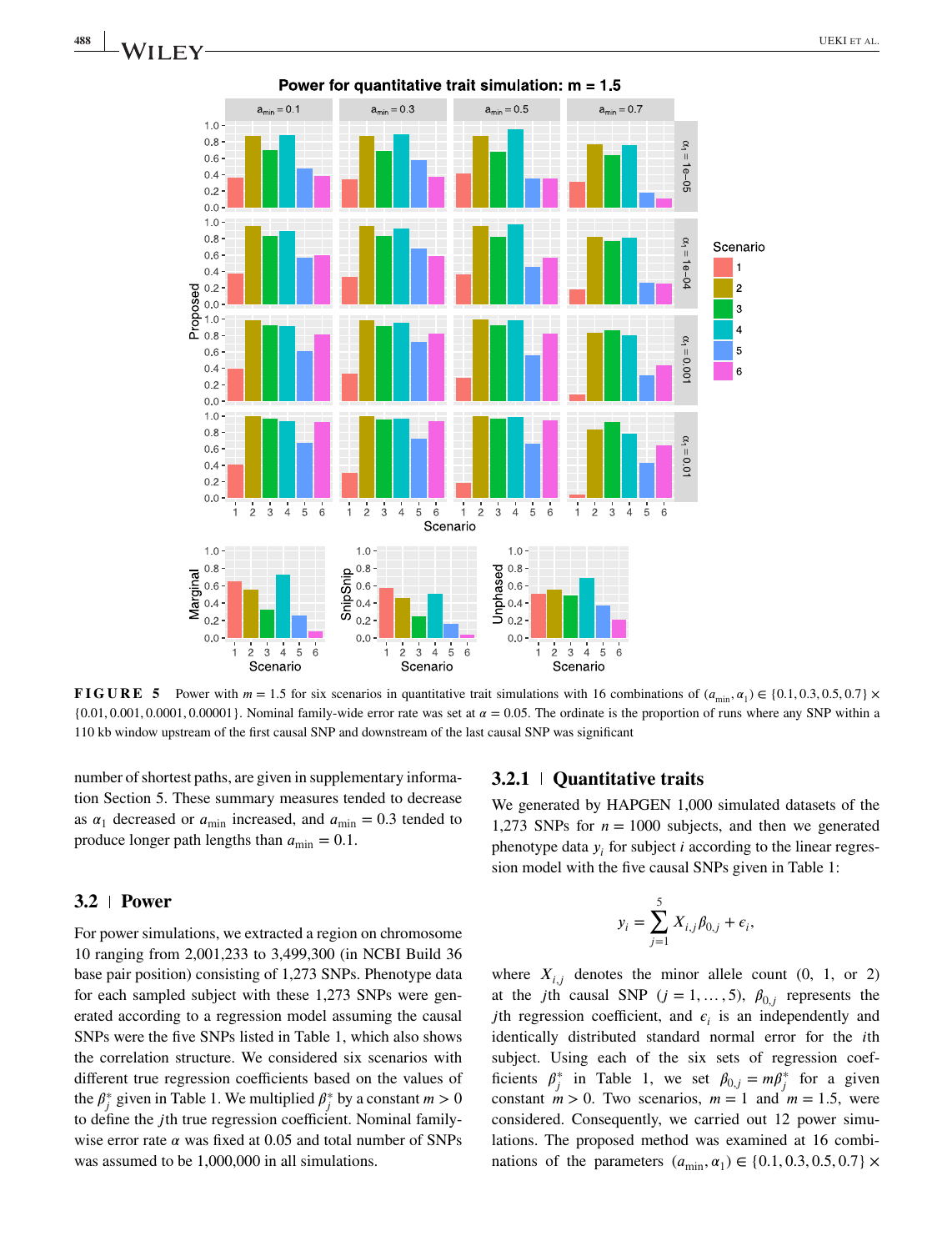**Power for quantitative trait simulation: m = 1.5**

$a_{min} = 0.1$ $a_{min} = 0.3$ $a_{min} = 0.5$ $a_{min} = 0.7$

$\alpha_1$ = 1e−05
$\alpha_1$ = 1e−04
$\alpha_1$ = 0.001
$\alpha_1$ = 0.01

Proposed

Scenario

Scenario: 1 2 3 4 5 6

Marginal SnipSnip Unphased

**FIGURE 5** Power with $m = 1.5$ for six scenarios in quantitative trait simulations with 16 combinations of $(a_{min}, \alpha_1) \in \{0.1, 0.3, 0.5, 0.7\} \times \{0.01, 0.001, 0.0001, 0.00001\}$. Nominal family-wide error rate was set at $\alpha = 0.05$. The ordinate is the proportion of runs where any SNP within a 110 kb window upstream of the first causal SNP and downstream of the last causal SNP was significant

number of shortest paths, are given in supplementary information Section 5. These summary measures tended to decrease as $\alpha_1$ decreased or $a_{min}$ increased, and $a_{min} = 0.3$ tended to produce longer path lengths than $a_{min} = 0.1$.

## 3.2 | Power

For power simulations, we extracted a region on chromosome 10 ranging from 2,001,233 to 3,499,300 (in NCBI Build 36 base pair position) consisting of 1,273 SNPs. Phenotype data for each sampled subject with these 1,273 SNPs were generated according to a regression model assuming the causal SNPs were the five SNPs listed in Table 1, which also shows the correlation structure. We considered six scenarios with different true regression coefficients based on the values of the $\beta_j^*$ given in Table 1. We multiplied $\beta_j^*$ by a constant $m > 0$ to define the $j$th true regression coefficient. Nominal family-wise error rate $\alpha$ was fixed at 0.05 and total number of SNPs was assumed to be 1,000,000 in all simulations.

### 3.2.1 | Quantitative traits

We generated by HAPGEN 1,000 simulated datasets of the 1,273 SNPs for $n = 1000$ subjects, and then we generated phenotype data $y_i$ for subject $i$ according to the linear regression model with the five causal SNPs given in Table 1:

$$y_i = \sum_{j=1}^{5} X_{i,j}\beta_{0,j} + \epsilon_i,$$

where $X_{i,j}$ denotes the minor allele count (0, 1, or 2) at the $j$th causal SNP ($j = 1, \ldots, 5$), $\beta_{0,j}$ represents the $j$th regression coefficient, and $\epsilon_i$ is an independently and identically distributed standard normal error for the $i$th subject. Using each of the six sets of regression coefficients $\beta_j^*$ in Table 1, we set $\beta_{0,j} = m\beta_j^*$ for a given constant $m > 0$. Two scenarios, $m = 1$ and $m = 1.5$, were considered. Consequently, we carried out 12 power simulations. The proposed method was examined at 16 combinations of the parameters $(a_{min}, \alpha_1) \in \{0.1, 0.3, 0.5, 0.7\} \times$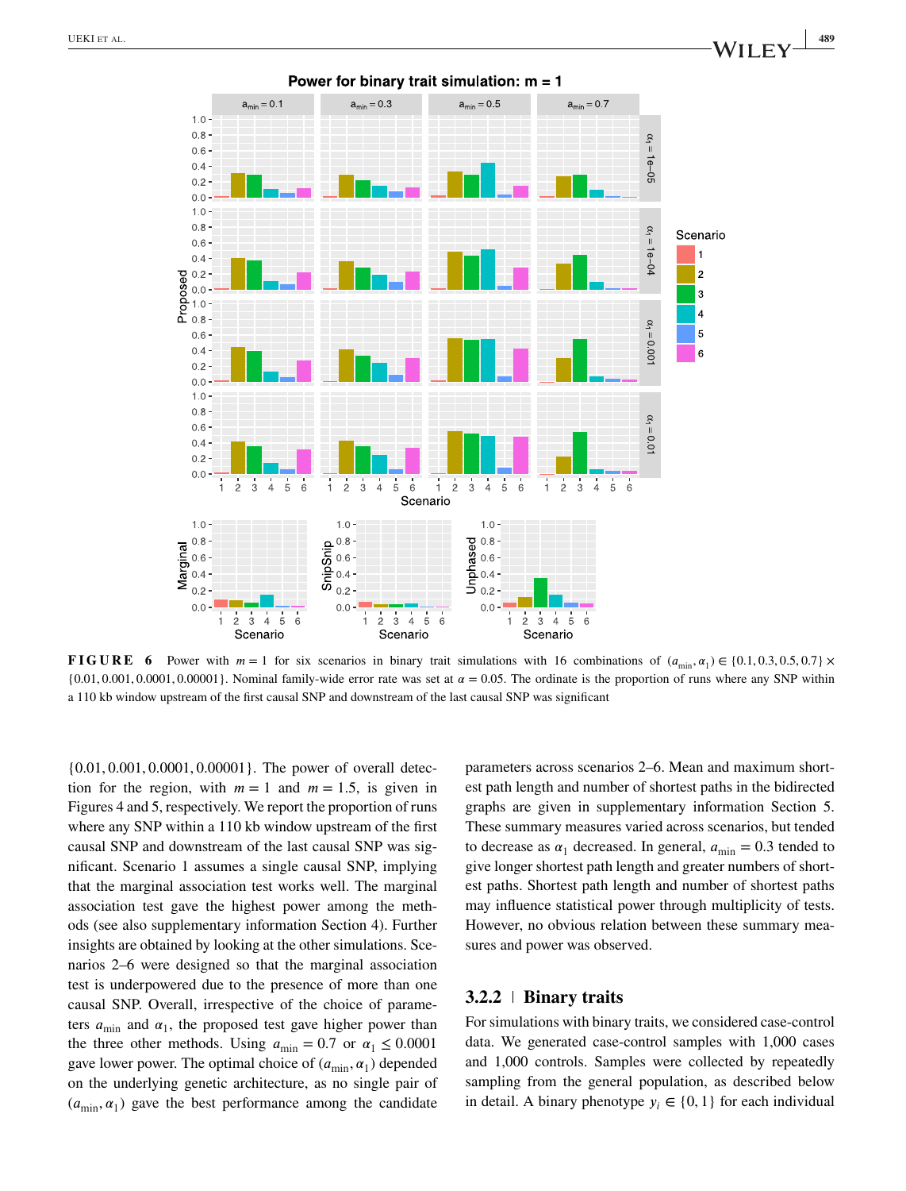Power for binary trait simulation: m = 1

$a_{min} = 0.1$ $a_{min} = 0.3$ $a_{min} = 0.5$ $a_{min} = 0.7$

$\alpha_1 = 1e-05$ $\alpha_1 = 1e-04$ $\alpha_1 = 0.001$ $\alpha_1 = 0.01$

Proposed

Scenario

1 2 3 4 5 6

Marginal SnipSnip Unphased

**FIGURE 6** Power with $m = 1$ for six scenarios in binary trait simulations with 16 combinations of $(a_{min}, \alpha_1) \in \{0.1, 0.3, 0.5, 0.7\} \times \{0.01, 0.001, 0.0001, 0.00001\}$. Nominal family-wide error rate was set at $\alpha = 0.05$. The ordinate is the proportion of runs where any SNP within a 110 kb window upstream of the first causal SNP and downstream of the last causal SNP was significant

$\{0.01, 0.001, 0.0001, 0.00001\}$. The power of overall detection for the region, with $m = 1$ and $m = 1.5$, is given in Figures 4 and 5, respectively. We report the proportion of runs where any SNP within a 110 kb window upstream of the first causal SNP and downstream of the last causal SNP was significant. Scenario 1 assumes a single causal SNP, implying that the marginal association test works well. The marginal association test gave the highest power among the methods (see also supplementary information Section 4). Further insights are obtained by looking at the other simulations. Scenarios 2–6 were designed so that the marginal association test is underpowered due to the presence of more than one causal SNP. Overall, irrespective of the choice of parameters $a_{min}$ and $\alpha_1$, the proposed test gave higher power than the three other methods. Using $a_{min} = 0.7$ or $\alpha_1 \leq 0.0001$ gave lower power. The optimal choice of $(a_{min}, \alpha_1)$ depended on the underlying genetic architecture, as no single pair of $(a_{min}, \alpha_1)$ gave the best performance among the candidate parameters across scenarios 2–6. Mean and maximum shortest path length and number of shortest paths in the bidirected graphs are given in supplementary information Section 5. These summary measures varied across scenarios, but tended to decrease as $\alpha_1$ decreased. In general, $a_{min} = 0.3$ tended to give longer shortest path length and greater numbers of shortest paths. Shortest path length and number of shortest paths may influence statistical power through multiplicity of tests. However, no obvious relation between these summary measures and power was observed.

### 3.2.2 | Binary traits

For simulations with binary traits, we considered case-control data. We generated case-control samples with 1,000 cases and 1,000 controls. Samples were collected by repeatedly sampling from the general population, as described below in detail. A binary phenotype $y_i \in \{0, 1\}$ for each individual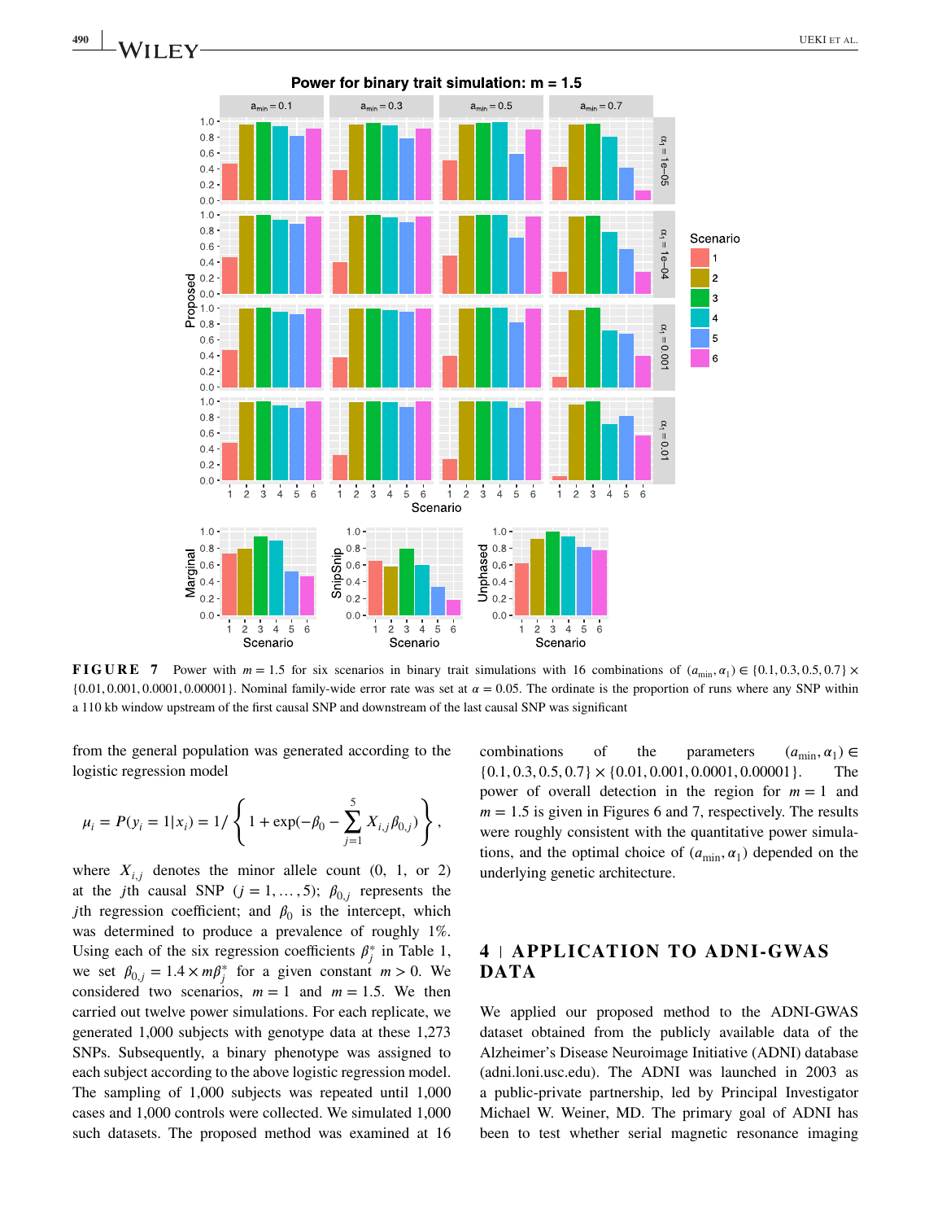Power for binary trait simulation: m = 1.5

$a_{min} = 0.1$ $a_{min} = 0.3$ $a_{min} = 0.5$ $a_{min} = 0.7$

$\alpha_1 = 1e-05$ $\alpha_1 = 1e-04$ $\alpha_1 = 0.001$ $\alpha_1 = 0.01$

Proposed

1.0 0.8 0.6 0.4 0.2 0.0

1 2 3 4 5 6

Scenario

Scenario 1 2 3 4 5 6

Marginal SnipSnip Unphased

**FIGURE 7** Power with $m = 1.5$ for six scenarios in binary trait simulations with 16 combinations of $(a_{\min}, \alpha_1) \in \{0.1, 0.3, 0.5, 0.7\} \times \{0.01, 0.001, 0.0001, 0.00001\}$. Nominal family-wide error rate was set at $\alpha = 0.05$. The ordinate is the proportion of runs where any SNP within a 110 kb window upstream of the first causal SNP and downstream of the last causal SNP was significant

from the general population was generated according to the logistic regression model

$$\mu_i = P(y_i = 1|x_i) = 1/\left\{1 + \exp(-\beta_0 - \sum_{j=1}^{5} X_{i,j}\beta_{0,j})\right\},$$

where $X_{i,j}$ denotes the minor allele count (0, 1, or 2) at the $j$th causal SNP ($j = 1, \ldots, 5$); $\beta_{0,j}$ represents the $j$th regression coefficient; and $\beta_0$ is the intercept, which was determined to produce a prevalence of roughly 1%. Using each of the six regression coefficients $\beta_j^*$ in Table 1, we set $\beta_{0,j} = 1.4 \times m\beta_j^*$ for a given constant $m > 0$. We considered two scenarios, $m = 1$ and $m = 1.5$. We then carried out twelve power simulations. For each replicate, we generated 1,000 subjects with genotype data at these 1,273 SNPs. Subsequently, a binary phenotype was assigned to each subject according to the above logistic regression model. The sampling of 1,000 subjects was repeated until 1,000 cases and 1,000 controls were collected. We simulated 1,000 such datasets. The proposed method was examined at 16 combinations of the parameters $(a_{\min}, \alpha_1) \in \{0.1, 0.3, 0.5, 0.7\} \times \{0.01, 0.001, 0.0001, 0.00001\}$. The power of overall detection in the region for $m = 1$ and $m = 1.5$ is given in Figures 6 and 7, respectively. The results were roughly consistent with the quantitative power simulations, and the optimal choice of $(a_{\min}, \alpha_1)$ depended on the underlying genetic architecture.

## 4 | APPLICATION TO ADNI-GWAS DATA

We applied our proposed method to the ADNI-GWAS dataset obtained from the publicly available data of the Alzheimer's Disease Neuroimage Initiative (ADNI) database (adni.loni.usc.edu). The ADNI was launched in 2003 as a public-private partnership, led by Principal Investigator Michael W. Weiner, MD. The primary goal of ADNI has been to test whether serial magnetic resonance imaging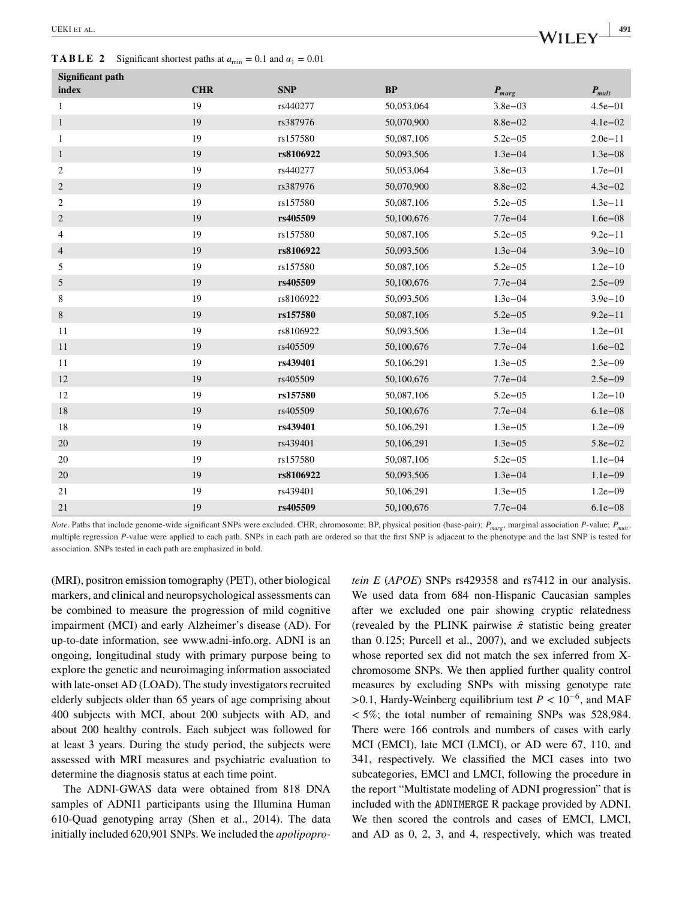**TABLE 2** Significant shortest paths at $a_{\min} = 0.1$ and $\alpha_1 = 0.01$

| Significant path index | CHR | SNP | BP | $P_{marg}$ | $P_{mult}$ |
|---|---|---|---|---|---|
| 1 | 19 | rs440277 | 50,053,064 | 3.8e−03 | 4.5e−01 |
| 1 | 19 | rs387976 | 50,070,900 | 8.8e−02 | 4.1e−02 |
| 1 | 19 | rs157580 | 50,087,106 | 5.2e−05 | 2.0e−11 |
| 1 | 19 | **rs8106922** | 50,093,506 | 1.3e−04 | 1.3e−08 |
| 2 | 19 | rs440277 | 50,053,064 | 3.8e−03 | 1.7e−01 |
| 2 | 19 | rs387976 | 50,070,900 | 8.8e−02 | 4.3e−02 |
| 2 | 19 | rs157580 | 50,087,106 | 5.2e−05 | 1.3e−11 |
| 2 | 19 | **rs405509** | 50,100,676 | 7.7e−04 | 1.6e−08 |
| 4 | 19 | rs157580 | 50,087,106 | 5.2e−05 | 9.2e−11 |
| 4 | 19 | **rs8106922** | 50,093,506 | 1.3e−04 | 3.9e−10 |
| 5 | 19 | rs157580 | 50,087,106 | 5.2e−05 | 1.2e−10 |
| 5 | 19 | **rs405509** | 50,100,676 | 7.7e−04 | 2.5e−09 |
| 8 | 19 | rs8106922 | 50,093,506 | 1.3e−04 | 3.9e−10 |
| 8 | 19 | **rs157580** | 50,087,106 | 5.2e−05 | 9.2e−11 |
| 11 | 19 | rs8106922 | 50,093,506 | 1.3e−04 | 1.2e−01 |
| 11 | 19 | rs405509 | 50,100,676 | 7.7e−04 | 1.6e−02 |
| 11 | 19 | **rs439401** | 50,106,291 | 1.3e−05 | 2.3e−09 |
| 12 | 19 | rs405509 | 50,100,676 | 7.7e−04 | 2.5e−09 |
| 12 | 19 | **rs157580** | 50,087,106 | 5.2e−05 | 1.2e−10 |
| 18 | 19 | rs405509 | 50,100,676 | 7.7e−04 | 6.1e−08 |
| 18 | 19 | **rs439401** | 50,106,291 | 1.3e−05 | 1.2e−09 |
| 20 | 19 | rs439401 | 50,106,291 | 1.3e−05 | 5.8e−02 |
| 20 | 19 | rs157580 | 50,087,106 | 5.2e−05 | 1.1e−04 |
| 20 | 19 | **rs8106922** | 50,093,506 | 1.3e−04 | 1.1e−09 |
| 21 | 19 | rs439401 | 50,106,291 | 1.3e−05 | 1.2e−09 |
| 21 | 19 | **rs405509** | 50,100,676 | 7.7e−04 | 6.1e−08 |

*Note*. Paths that include genome-wide significant SNPs were excluded. CHR, chromosome; BP, physical position (base-pair); $P_{marg}$, marginal association *P*-value; $P_{mult}$, multiple regression *P*-value were applied to each path. SNPs in each path are ordered so that the first SNP is adjacent to the phenotype and the last SNP is tested for association. SNPs tested in each path are emphasized in bold.

(MRI), positron emission tomography (PET), other biological markers, and clinical and neuropsychological assessments can be combined to measure the progression of mild cognitive impairment (MCI) and early Alzheimer's disease (AD). For up-to-date information, see www.adni-info.org. ADNI is an ongoing, longitudinal study with primary purpose being to explore the genetic and neuroimaging information associated with late-onset AD (LOAD). The study investigators recruited elderly subjects older than 65 years of age comprising about 400 subjects with MCI, about 200 subjects with AD, and about 200 healthy controls. Each subject was followed for at least 3 years. During the study period, the subjects were assessed with MRI measures and psychiatric evaluation to determine the diagnosis status at each time point.

The ADNI-GWAS data were obtained from 818 DNA samples of ADNI1 participants using the Illumina Human 610-Quad genotyping array (Shen et al., 2014). The data initially included 620,901 SNPs. We included the *apolipoprotein E* (*APOE*) SNPs rs429358 and rs7412 in our analysis. We used data from 684 non-Hispanic Caucasian samples after we excluded one pair showing cryptic relatedness (revealed by the PLINK pairwise $\hat{\pi}$ statistic being greater than 0.125; Purcell et al., 2007), and we excluded subjects whose reported sex did not match the sex inferred from X-chromosome SNPs. We then applied further quality control measures by excluding SNPs with missing genotype rate >0.1, Hardy-Weinberg equilibrium test $P < 10^{-6}$, and MAF < 5%; the total number of remaining SNPs was 528,984. There were 166 controls and numbers of cases with early MCI (EMCI), late MCI (LMCI), or AD were 67, 110, and 341, respectively. We classified the MCI cases into two subcategories, EMCI and LMCI, following the procedure in the report "Multistate modeling of ADNI progression" that is included with the ADNIMERGE R package provided by ADNI. We then scored the controls and cases of EMCI, LMCI, and AD as 0, 2, 3, and 4, respectively, which was treated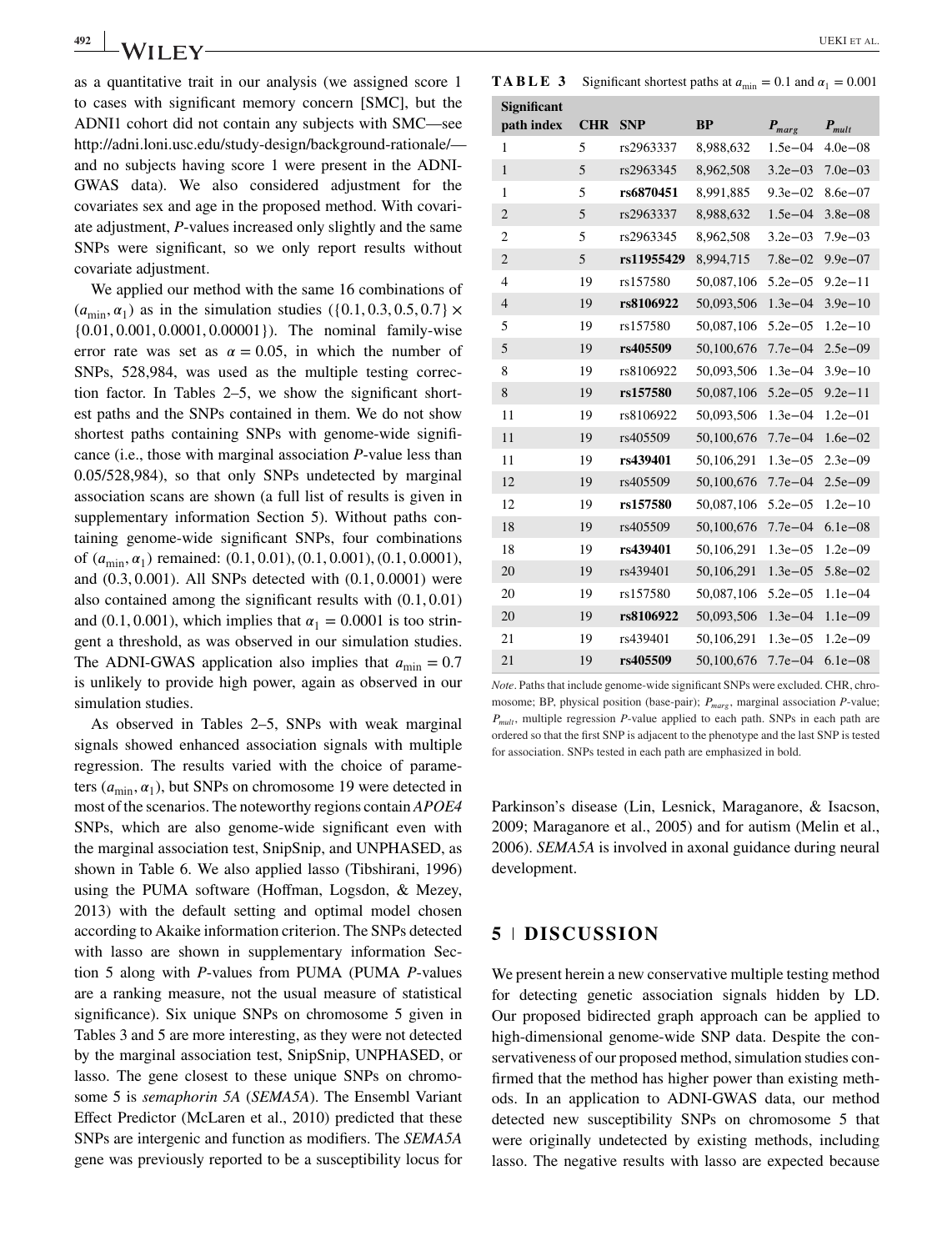as a quantitative trait in our analysis (we assigned score 1 to cases with significant memory concern [SMC], but the ADNI1 cohort did not contain any subjects with SMC—see http://adni.loni.usc.edu/study-design/background-rationale/—and no subjects having score 1 were present in the ADNI-GWAS data). We also considered adjustment for the covariates sex and age in the proposed method. With covariate adjustment, *P*-values increased only slightly and the same SNPs were significant, so we only report results without covariate adjustment.

We applied our method with the same 16 combinations of $(a_{\min}, \alpha_1)$ as in the simulation studies $(\{0.1, 0.3, 0.5, 0.7\} \times \{0.01, 0.001, 0.0001, 0.00001\})$. The nominal family-wise error rate was set as $\alpha = 0.05$, in which the number of SNPs, 528,984, was used as the multiple testing correction factor. In Tables 2–5, we show the significant shortest paths and the SNPs contained in them. We do not show shortest paths containing SNPs with genome-wide significance (i.e., those with marginal association *P*-value less than 0.05/528,984), so that only SNPs undetected by marginal association scans are shown (a full list of results is given in supplementary information Section 5). Without paths containing genome-wide significant SNPs, four combinations of $(a_{\min}, \alpha_1)$ remained: $(0.1, 0.01)$, $(0.1, 0.001)$, $(0.1, 0.0001)$, and $(0.3, 0.001)$. All SNPs detected with $(0.1, 0.0001)$ were also contained among the significant results with $(0.1, 0.01)$ and $(0.1, 0.001)$, which implies that $\alpha_1 = 0.0001$ is too stringent a threshold, as was observed in our simulation studies. The ADNI-GWAS application also implies that $a_{\min} = 0.7$ is unlikely to provide high power, again as observed in our simulation studies.

As observed in Tables 2–5, SNPs with weak marginal signals showed enhanced association signals with multiple regression. The results varied with the choice of parameters $(a_{\min}, \alpha_1)$, but SNPs on chromosome 19 were detected in most of the scenarios. The noteworthy regions contain *APOE4* SNPs, which are also genome-wide significant even with the marginal association test, SnipSnip, and UNPHASED, as shown in Table 6. We also applied lasso (Tibshirani, 1996) using the PUMA software (Hoffman, Logsdon, & Mezey, 2013) with the default setting and optimal model chosen according to Akaike information criterion. The SNPs detected with lasso are shown in supplementary information Section 5 along with *P*-values from PUMA (PUMA *P*-values are a ranking measure, not the usual measure of statistical significance). Six unique SNPs on chromosome 5 given in Tables 3 and 5 are more interesting, as they were not detected by the marginal association test, SnipSnip, UNPHASED, or lasso. The gene closest to these unique SNPs on chromosome 5 is *semaphorin 5A* (*SEMA5A*). The Ensembl Variant Effect Predictor (McLaren et al., 2010) predicted that these SNPs are intergenic and function as modifiers. The *SEMA5A* gene was previously reported to be a susceptibility locus for Parkinson's disease (Lin, Lesnick, Maraganore, & Isacson, 2009; Maraganore et al., 2005) and for autism (Melin et al., 2006). *SEMA5A* is involved in axonal guidance during neural development.

**TABLE 3** Significant shortest paths at $a_{\min} = 0.1$ and $\alpha_1 = 0.001$

| Significant path index | CHR | SNP | BP | $P_{marg}$ | $P_{mult}$ |
|---|---|---|---|---|---|
| 1 | 5 | rs2963337 | 8,988,632 | 1.5e−04 | 4.0e−08 |
| 1 | 5 | rs2963345 | 8,962,508 | 3.2e−03 | 7.0e−03 |
| 1 | 5 | **rs6870451** | 8,991,885 | 9.3e−02 | 8.6e−07 |
| 2 | 5 | rs2963337 | 8,988,632 | 1.5e−04 | 3.8e−08 |
| 2 | 5 | rs2963345 | 8,962,508 | 3.2e−03 | 7.9e−03 |
| 2 | 5 | **rs11955429** | 8,994,715 | 7.8e−02 | 9.9e−07 |
| 4 | 19 | rs157580 | 50,087,106 | 5.2e−05 | 9.2e−11 |
| 4 | 19 | **rs8106922** | 50,093,506 | 1.3e−04 | 3.9e−10 |
| 5 | 19 | rs157580 | 50,087,106 | 5.2e−05 | 1.2e−10 |
| 5 | 19 | **rs405509** | 50,100,676 | 7.7e−04 | 2.5e−09 |
| 8 | 19 | rs8106922 | 50,093,506 | 1.3e−04 | 3.9e−10 |
| 8 | 19 | **rs157580** | 50,087,106 | 5.2e−05 | 9.2e−11 |
| 11 | 19 | rs8106922 | 50,093,506 | 1.3e−04 | 1.2e−01 |
| 11 | 19 | rs405509 | 50,100,676 | 7.7e−04 | 1.6e−02 |
| 11 | 19 | **rs439401** | 50,106,291 | 1.3e−05 | 2.3e−09 |
| 12 | 19 | rs405509 | 50,100,676 | 7.7e−04 | 2.5e−09 |
| 12 | 19 | **rs157580** | 50,087,106 | 5.2e−05 | 1.2e−10 |
| 18 | 19 | rs405509 | 50,100,676 | 7.7e−04 | 6.1e−08 |
| 18 | 19 | **rs439401** | 50,106,291 | 1.3e−05 | 1.2e−09 |
| 20 | 19 | rs439401 | 50,106,291 | 1.3e−05 | 5.8e−02 |
| 20 | 19 | rs157580 | 50,087,106 | 5.2e−05 | 1.1e−04 |
| 20 | 19 | **rs8106922** | 50,093,506 | 1.3e−04 | 1.1e−09 |
| 21 | 19 | rs439401 | 50,106,291 | 1.3e−05 | 1.2e−09 |
| 21 | 19 | **rs405509** | 50,100,676 | 7.7e−04 | 6.1e−08 |

*Note*. Paths that include genome-wide significant SNPs were excluded. CHR, chromosome; BP, physical position (base-pair); $P_{marg}$, marginal association *P*-value; $P_{mult}$, multiple regression *P*-value applied to each path. SNPs in each path are ordered so that the first SNP is adjacent to the phenotype and the last SNP is tested for association. SNPs tested in each path are emphasized in bold.

## 5 | DISCUSSION

We present herein a new conservative multiple testing method for detecting genetic association signals hidden by LD. Our proposed bidirected graph approach can be applied to high-dimensional genome-wide SNP data. Despite the conservativeness of our proposed method, simulation studies confirmed that the method has higher power than existing methods. In an application to ADNI-GWAS data, our method detected new susceptibility SNPs on chromosome 5 that were originally undetected by existing methods, including lasso. The negative results with lasso are expected because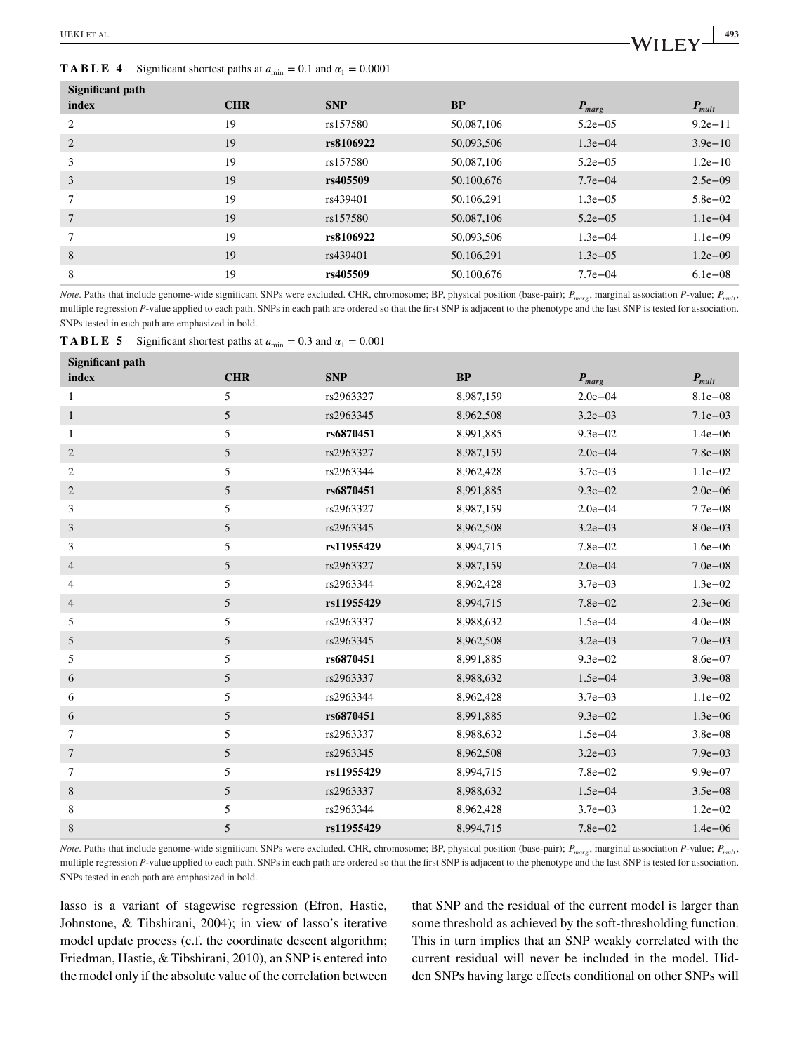**TABLE 4** Significant shortest paths at $a_{\min} = 0.1$ and $\alpha_1 = 0.0001$

| Significant path index | CHR | SNP | BP | $P_{marg}$ | $P_{mult}$ |
|---|---|---|---|---|---|
| 2 | 19 | rs157580 | 50,087,106 | 5.2e−05 | 9.2e−11 |
| 2 | 19 | **rs8106922** | 50,093,506 | 1.3e−04 | 3.9e−10 |
| 3 | 19 | rs157580 | 50,087,106 | 5.2e−05 | 1.2e−10 |
| 3 | 19 | **rs405509** | 50,100,676 | 7.7e−04 | 2.5e−09 |
| 7 | 19 | rs439401 | 50,106,291 | 1.3e−05 | 5.8e−02 |
| 7 | 19 | rs157580 | 50,087,106 | 5.2e−05 | 1.1e−04 |
| 7 | 19 | **rs8106922** | 50,093,506 | 1.3e−04 | 1.1e−09 |
| 8 | 19 | rs439401 | 50,106,291 | 1.3e−05 | 1.2e−09 |
| 8 | 19 | **rs405509** | 50,100,676 | 7.7e−04 | 6.1e−08 |

*Note*. Paths that include genome-wide significant SNPs were excluded. CHR, chromosome; BP, physical position (base-pair); $P_{marg}$, marginal association *P*-value; $P_{mult}$, multiple regression *P*-value applied to each path. SNPs in each path are ordered so that the first SNP is adjacent to the phenotype and the last SNP is tested for association. SNPs tested in each path are emphasized in bold.

**TABLE 5** Significant shortest paths at $a_{\min} = 0.3$ and $\alpha_1 = 0.001$

| Significant path index | CHR | SNP | BP | $P_{marg}$ | $P_{mult}$ |
|---|---|---|---|---|---|
| 1 | 5 | rs2963327 | 8,987,159 | 2.0e−04 | 8.1e−08 |
| 1 | 5 | rs2963345 | 8,962,508 | 3.2e−03 | 7.1e−03 |
| 1 | 5 | **rs6870451** | 8,991,885 | 9.3e−02 | 1.4e−06 |
| 2 | 5 | rs2963327 | 8,987,159 | 2.0e−04 | 7.8e−08 |
| 2 | 5 | rs2963344 | 8,962,428 | 3.7e−03 | 1.1e−02 |
| 2 | 5 | **rs6870451** | 8,991,885 | 9.3e−02 | 2.0e−06 |
| 3 | 5 | rs2963327 | 8,987,159 | 2.0e−04 | 7.7e−08 |
| 3 | 5 | rs2963345 | 8,962,508 | 3.2e−03 | 8.0e−03 |
| 3 | 5 | **rs11955429** | 8,994,715 | 7.8e−02 | 1.6e−06 |
| 4 | 5 | rs2963327 | 8,987,159 | 2.0e−04 | 7.0e−08 |
| 4 | 5 | rs2963344 | 8,962,428 | 3.7e−03 | 1.3e−02 |
| 4 | 5 | **rs11955429** | 8,994,715 | 7.8e−02 | 2.3e−06 |
| 5 | 5 | rs2963337 | 8,988,632 | 1.5e−04 | 4.0e−08 |
| 5 | 5 | rs2963345 | 8,962,508 | 3.2e−03 | 7.0e−03 |
| 5 | 5 | **rs6870451** | 8,991,885 | 9.3e−02 | 8.6e−07 |
| 6 | 5 | rs2963337 | 8,988,632 | 1.5e−04 | 3.9e−08 |
| 6 | 5 | rs2963344 | 8,962,428 | 3.7e−03 | 1.1e−02 |
| 6 | 5 | **rs6870451** | 8,991,885 | 9.3e−02 | 1.3e−06 |
| 7 | 5 | rs2963337 | 8,988,632 | 1.5e−04 | 3.8e−08 |
| 7 | 5 | rs2963345 | 8,962,508 | 3.2e−03 | 7.9e−03 |
| 7 | 5 | **rs11955429** | 8,994,715 | 7.8e−02 | 9.9e−07 |
| 8 | 5 | rs2963337 | 8,988,632 | 1.5e−04 | 3.5e−08 |
| 8 | 5 | rs2963344 | 8,962,428 | 3.7e−03 | 1.2e−02 |
| 8 | 5 | **rs11955429** | 8,994,715 | 7.8e−02 | 1.4e−06 |

*Note*. Paths that include genome-wide significant SNPs were excluded. CHR, chromosome; BP, physical position (base-pair); $P_{marg}$, marginal association *P*-value; $P_{mult}$, multiple regression *P*-value applied to each path. SNPs in each path are ordered so that the first SNP is adjacent to the phenotype and the last SNP is tested for association. SNPs tested in each path are emphasized in bold.

lasso is a variant of stagewise regression (Efron, Hastie, Johnstone, & Tibshirani, 2004); in view of lasso's iterative model update process (c.f. the coordinate descent algorithm; Friedman, Hastie, & Tibshirani, 2010), an SNP is entered into the model only if the absolute value of the correlation between that SNP and the residual of the current model is larger than some threshold as achieved by the soft-thresholding function. This in turn implies that an SNP weakly correlated with the current residual will never be included in the model. Hidden SNPs having large effects conditional on other SNPs will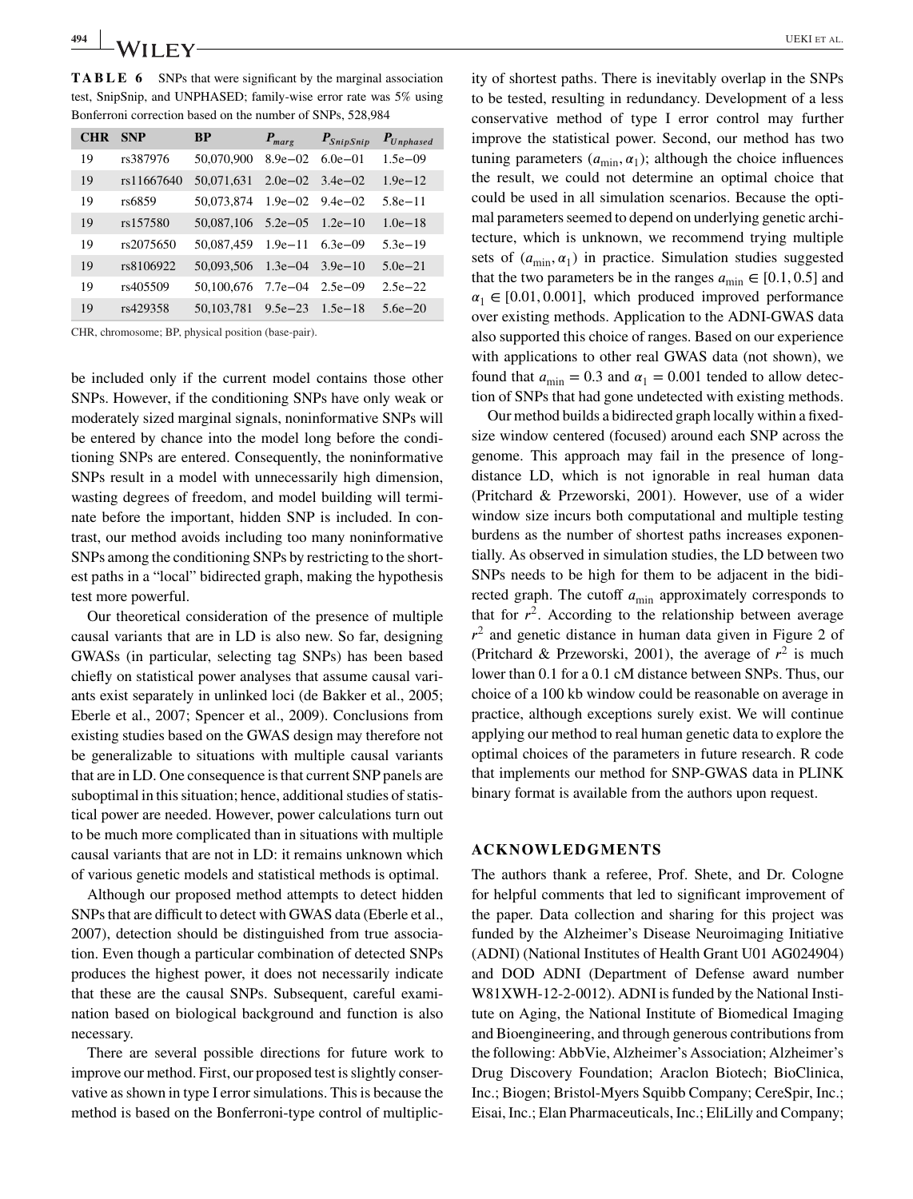**TABLE 6** SNPs that were significant by the marginal association test, SnipSnip, and UNPHASED; family-wise error rate was 5% using Bonferroni correction based on the number of SNPs, 528,984

| CHR | SNP | BP | $P_{marg}$ | $P_{SnipSnip}$ | $P_{Unphased}$ |
|---|---|---|---|---|---|
| 19 | rs387976 | 50,070,900 | 8.9e−02 | 6.0e−01 | 1.5e−09 |
| 19 | rs11667640 | 50,071,631 | 2.0e−02 | 3.4e−02 | 1.9e−12 |
| 19 | rs6859 | 50,073,874 | 1.9e−02 | 9.4e−02 | 5.8e−11 |
| 19 | rs157580 | 50,087,106 | 5.2e−05 | 1.2e−10 | 1.0e−18 |
| 19 | rs2075650 | 50,087,459 | 1.9e−11 | 6.3e−09 | 5.3e−19 |
| 19 | rs8106922 | 50,093,506 | 1.3e−04 | 3.9e−10 | 5.0e−21 |
| 19 | rs405509 | 50,100,676 | 7.7e−04 | 2.5e−09 | 2.5e−22 |
| 19 | rs429358 | 50,103,781 | 9.5e−23 | 1.5e−18 | 5.6e−20 |

CHR, chromosome; BP, physical position (base-pair).

be included only if the current model contains those other SNPs. However, if the conditioning SNPs have only weak or moderately sized marginal signals, noninformative SNPs will be entered by chance into the model long before the conditioning SNPs are entered. Consequently, the noninformative SNPs result in a model with unnecessarily high dimension, wasting degrees of freedom, and model building will terminate before the important, hidden SNP is included. In contrast, our method avoids including too many noninformative SNPs among the conditioning SNPs by restricting to the shortest paths in a "local" bidirected graph, making the hypothesis test more powerful.

Our theoretical consideration of the presence of multiple causal variants that are in LD is also new. So far, designing GWASs (in particular, selecting tag SNPs) has been based chiefly on statistical power analyses that assume causal variants exist separately in unlinked loci (de Bakker et al., 2005; Eberle et al., 2007; Spencer et al., 2009). Conclusions from existing studies based on the GWAS design may therefore not be generalizable to situations with multiple causal variants that are in LD. One consequence is that current SNP panels are suboptimal in this situation; hence, additional studies of statistical power are needed. However, power calculations turn out to be much more complicated than in situations with multiple causal variants that are not in LD: it remains unknown which of various genetic models and statistical methods is optimal.

Although our proposed method attempts to detect hidden SNPs that are difficult to detect with GWAS data (Eberle et al., 2007), detection should be distinguished from true association. Even though a particular combination of detected SNPs produces the highest power, it does not necessarily indicate that these are the causal SNPs. Subsequent, careful examination based on biological background and function is also necessary.

There are several possible directions for future work to improve our method. First, our proposed test is slightly conservative as shown in type I error simulations. This is because the method is based on the Bonferroni-type control of multiplicity of shortest paths. There is inevitably overlap in the SNPs to be tested, resulting in redundancy. Development of a less conservative method of type I error control may further improve the statistical power. Second, our method has two tuning parameters ($a_{\min}, \alpha_1$); although the choice influences the result, we could not determine an optimal choice that could be used in all simulation scenarios. Because the optimal parameters seemed to depend on underlying genetic architecture, which is unknown, we recommend trying multiple sets of ($a_{\min}, \alpha_1$) in practice. Simulation studies suggested that the two parameters be in the ranges $a_{\min} \in [0.1, 0.5]$ and $\alpha_1 \in [0.01, 0.001]$, which produced improved performance over existing methods. Application to the ADNI-GWAS data also supported this choice of ranges. Based on our experience with applications to other real GWAS data (not shown), we found that $a_{\min} = 0.3$ and $\alpha_1 = 0.001$ tended to allow detection of SNPs that had gone undetected with existing methods.

Our method builds a bidirected graph locally within a fixed-size window centered (focused) around each SNP across the genome. This approach may fail in the presence of long-distance LD, which is not ignorable in real human data (Pritchard & Przeworski, 2001). However, use of a wider window size incurs both computational and multiple testing burdens as the number of shortest paths increases exponentially. As observed in simulation studies, the LD between two SNPs needs to be high for them to be adjacent in the bidirected graph. The cutoff $a_{\min}$ approximately corresponds to that for $r^2$. According to the relationship between average $r^2$ and genetic distance in human data given in Figure 2 of (Pritchard & Przeworski, 2001), the average of $r^2$ is much lower than 0.1 for a 0.1 cM distance between SNPs. Thus, our choice of a 100 kb window could be reasonable on average in practice, although exceptions surely exist. We will continue applying our method to real human genetic data to explore the optimal choices of the parameters in future research. R code that implements our method for SNP-GWAS data in PLINK binary format is available from the authors upon request.

## ACKNOWLEDGMENTS

The authors thank a referee, Prof. Shete, and Dr. Cologne for helpful comments that led to significant improvement of the paper. Data collection and sharing for this project was funded by the Alzheimer's Disease Neuroimaging Initiative (ADNI) (National Institutes of Health Grant U01 AG024904) and DOD ADNI (Department of Defense award number W81XWH-12-2-0012). ADNI is funded by the National Institute on Aging, the National Institute of Biomedical Imaging and Bioengineering, and through generous contributions from the following: AbbVie, Alzheimer's Association; Alzheimer's Drug Discovery Foundation; Araclon Biotech; BioClinica, Inc.; Biogen; Bristol-Myers Squibb Company; CereSpir, Inc.; Eisai, Inc.; Elan Pharmaceuticals, Inc.; EliLilly and Company;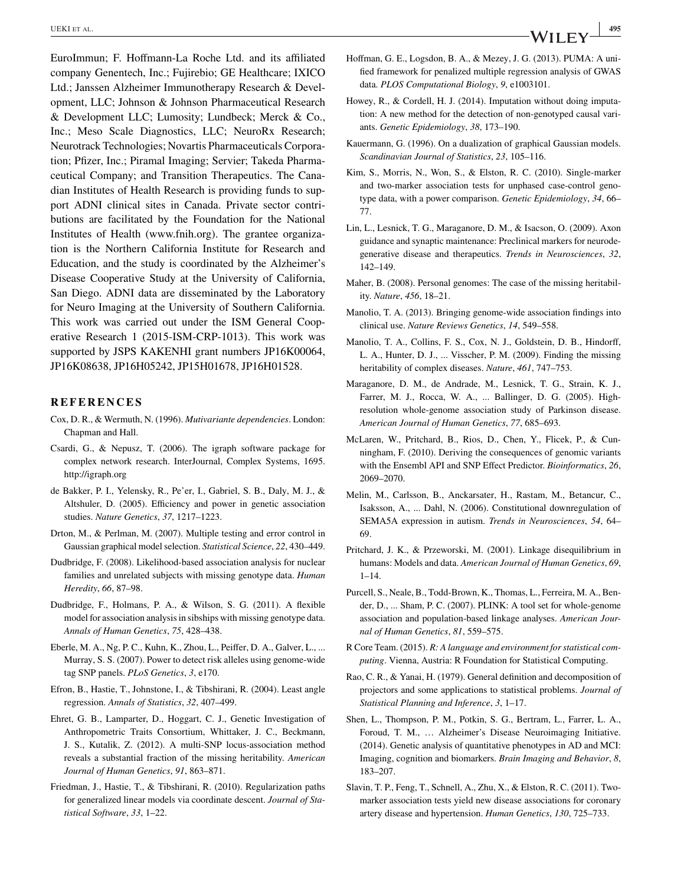EuroImmun; F. Hoffmann-La Roche Ltd. and its affiliated company Genentech, Inc.; Fujirebio; GE Healthcare; IXICO Ltd.; Janssen Alzheimer Immunotherapy Research & Development, LLC; Johnson & Johnson Pharmaceutical Research & Development LLC; Lumosity; Lundbeck; Merck & Co., Inc.; Meso Scale Diagnostics, LLC; NeuroRx Research; Neurotrack Technologies; Novartis Pharmaceuticals Corporation; Pfizer, Inc.; Piramal Imaging; Servier; Takeda Pharmaceutical Company; and Transition Therapeutics. The Canadian Institutes of Health Research is providing funds to support ADNI clinical sites in Canada. Private sector contributions are facilitated by the Foundation for the National Institutes of Health (www.fnih.org). The grantee organization is the Northern California Institute for Research and Education, and the study is coordinated by the Alzheimer's Disease Cooperative Study at the University of California, San Diego. ADNI data are disseminated by the Laboratory for Neuro Imaging at the University of Southern California. This work was carried out under the ISM General Cooperative Research 1 (2015-ISM-CRP-1013). This work was supported by JSPS KAKENHI grant numbers JP16K00064, JP16K08638, JP16H05242, JP15H01678, JP16H01528.

## REFERENCES

Cox, D. R., & Wermuth, N. (1996). *Mutivariante dependencies*. London: Chapman and Hall.

Csardi, G., & Nepusz, T. (2006). The igraph software package for complex network research. InterJournal, Complex Systems, 1695. http://igraph.org

de Bakker, P. I., Yelensky, R., Pe'er, I., Gabriel, S. B., Daly, M. J., & Altshuler, D. (2005). Efficiency and power in genetic association studies. *Nature Genetics*, *37*, 1217–1223.

Drton, M., & Perlman, M. (2007). Multiple testing and error control in Gaussian graphical model selection. *Statistical Science*, *22*, 430–449.

Dudbridge, F. (2008). Likelihood-based association analysis for nuclear families and unrelated subjects with missing genotype data. *Human Heredity*, *66*, 87–98.

Dudbridge, F., Holmans, P. A., & Wilson, S. G. (2011). A flexible model for association analysis in sibships with missing genotype data. *Annals of Human Genetics*, *75*, 428–438.

Eberle, M. A., Ng, P. C., Kuhn, K., Zhou, L., Peiffer, D. A., Galver, L., ... Murray, S. S. (2007). Power to detect risk alleles using genome-wide tag SNP panels. *PLoS Genetics*, *3*, e170.

Efron, B., Hastie, T., Johnstone, I., & Tibshirani, R. (2004). Least angle regression. *Annals of Statistics*, *32*, 407–499.

Ehret, G. B., Lamparter, D., Hoggart, C. J., Genetic Investigation of Anthropometric Traits Consortium, Whittaker, J. C., Beckmann, J. S., Kutalik, Z. (2012). A multi-SNP locus-association method reveals a substantial fraction of the missing heritability. *American Journal of Human Genetics*, *91*, 863–871.

Friedman, J., Hastie, T., & Tibshirani, R. (2010). Regularization paths for generalized linear models via coordinate descent. *Journal of Statistical Software*, *33*, 1–22.

Hoffman, G. E., Logsdon, B. A., & Mezey, J. G. (2013). PUMA: A unified framework for penalized multiple regression analysis of GWAS data. *PLOS Computational Biology*, *9*, e1003101.

Howey, R., & Cordell, H. J. (2014). Imputation without doing imputation: A new method for the detection of non-genotyped causal variants. *Genetic Epidemiology*, *38*, 173–190.

Kauermann, G. (1996). On a dualization of graphical Gaussian models. *Scandinavian Journal of Statistics*, *23*, 105–116.

Kim, S., Morris, N., Won, S., & Elston, R. C. (2010). Single-marker and two-marker association tests for unphased case-control genotype data, with a power comparison. *Genetic Epidemiology*, *34*, 66–77.

Lin, L., Lesnick, T. G., Maraganore, D. M., & Isacson, O. (2009). Axon guidance and synaptic maintenance: Preclinical markers for neurodegenerative disease and therapeutics. *Trends in Neurosciences*, *32*, 142–149.

Maher, B. (2008). Personal genomes: The case of the missing heritability. *Nature*, *456*, 18–21.

Manolio, T. A. (2013). Bringing genome-wide association findings into clinical use. *Nature Reviews Genetics*, *14*, 549–558.

Manolio, T. A., Collins, F. S., Cox, N. J., Goldstein, D. B., Hindorff, L. A., Hunter, D. J., ... Visscher, P. M. (2009). Finding the missing heritability of complex diseases. *Nature*, *461*, 747–753.

Maraganore, D. M., de Andrade, M., Lesnick, T. G., Strain, K. J., Farrer, M. J., Rocca, W. A., ... Ballinger, D. G. (2005). High-resolution whole-genome association study of Parkinson disease. *American Journal of Human Genetics*, *77*, 685–693.

McLaren, W., Pritchard, B., Rios, D., Chen, Y., Flicek, P., & Cunningham, F. (2010). Deriving the consequences of genomic variants with the Ensembl API and SNP Effect Predictor. *Bioinformatics*, *26*, 2069–2070.

Melin, M., Carlsson, B., Anckarsater, H., Rastam, M., Betancur, C., Isaksson, A., ... Dahl, N. (2006). Constitutional downregulation of SEMA5A expression in autism. *Trends in Neurosciences*, *54*, 64–69.

Pritchard, J. K., & Przeworski, M. (2001). Linkage disequilibrium in humans: Models and data. *American Journal of Human Genetics*, *69*, 1–14.

Purcell, S., Neale, B., Todd-Brown, K., Thomas, L., Ferreira, M. A., Bender, D., ... Sham, P. C. (2007). PLINK: A tool set for whole-genome association and population-based linkage analyses. *American Journal of Human Genetics*, *81*, 559–575.

R Core Team. (2015). *R: A language and environment for statistical computing*. Vienna, Austria: R Foundation for Statistical Computing.

Rao, C. R., & Yanai, H. (1979). General definition and decomposition of projectors and some applications to statistical problems. *Journal of Statistical Planning and Inference*, *3*, 1–17.

Shen, L., Thompson, P. M., Potkin, S. G., Bertram, L., Farrer, L. A., Foroud, T. M., … Alzheimer's Disease Neuroimaging Initiative. (2014). Genetic analysis of quantitative phenotypes in AD and MCI: Imaging, cognition and biomarkers. *Brain Imaging and Behavior*, *8*, 183–207.

Slavin, T. P., Feng, T., Schnell, A., Zhu, X., & Elston, R. C. (2011). Two-marker association tests yield new disease associations for coronary artery disease and hypertension. *Human Genetics*, *130*, 725–733.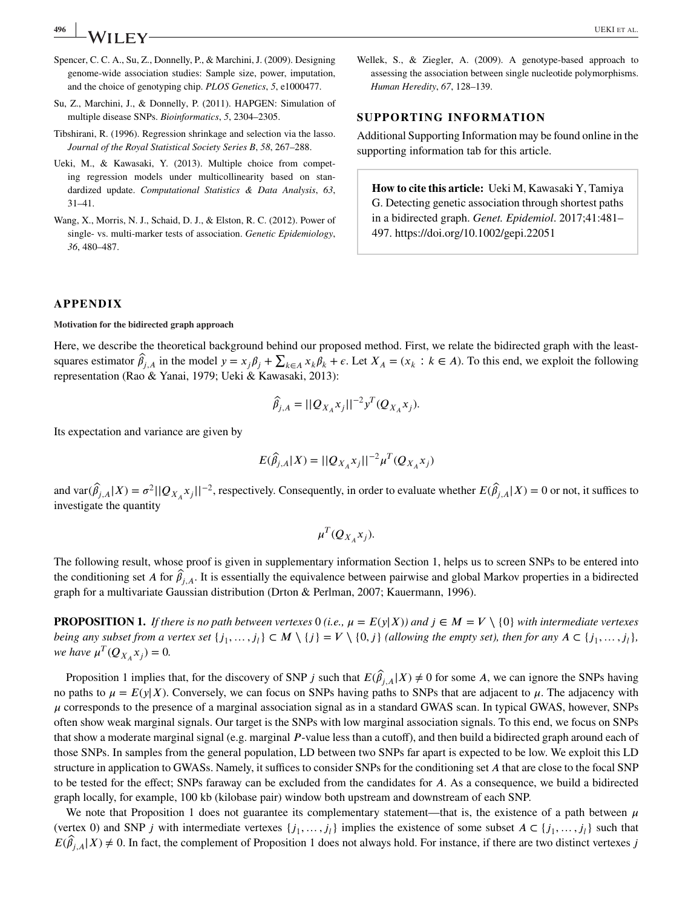Spencer, C. C. A., Su, Z., Donnelly, P., & Marchini, J. (2009). Designing genome-wide association studies: Sample size, power, imputation, and the choice of genotyping chip. *PLOS Genetics*, *5*, e1000477.

Su, Z., Marchini, J., & Donnelly, P. (2011). HAPGEN: Simulation of multiple disease SNPs. *Bioinformatics*, *5*, 2304–2305.

Tibshirani, R. (1996). Regression shrinkage and selection via the lasso. *Journal of the Royal Statistical Society Series B*, *58*, 267–288.

Ueki, M., & Kawasaki, Y. (2013). Multiple choice from competing regression models under multicollinearity based on standardized update. *Computational Statistics & Data Analysis*, *63*, 31–41.

Wang, X., Morris, N. J., Schaid, D. J., & Elston, R. C. (2012). Power of single- vs. multi-marker tests of association. *Genetic Epidemiology*, *36*, 480–487.

Wellek, S., & Ziegler, A. (2009). A genotype-based approach to assessing the association between single nucleotide polymorphisms. *Human Heredity*, *67*, 128–139.

## SUPPORTING INFORMATION

Additional Supporting Information may be found online in the supporting information tab for this article.

**How to cite this article:** Ueki M, Kawasaki Y, Tamiya G. Detecting genetic association through shortest paths in a bidirected graph. *Genet. Epidemiol*. 2017;41:481–497. https://doi.org/10.1002/gepi.22051

## APPENDIX

### Motivation for the bidirected graph approach

Here, we describe the theoretical background behind our proposed method. First, we relate the bidirected graph with the least-squares estimator $\hat{\beta}_{j,A}$ in the model $y = x_j\beta_j + \sum_{k\in A} x_k\beta_k + \epsilon$. Let $X_A = (x_k : k \in A)$. To this end, we exploit the following representation (Rao & Yanai, 1979; Ueki & Kawasaki, 2013):

$$\hat{\beta}_{j,A} = ||Q_{X_A}x_j||^{-2} y^T(Q_{X_A}x_j).$$

Its expectation and variance are given by

$$E(\hat{\beta}_{j,A}|X) = ||Q_{X_A}x_j||^{-2} \mu^T(Q_{X_A}x_j)$$

and $\text{var}(\hat{\beta}_{j,A}|X) = \sigma^2||Q_{X_A}x_j||^{-2}$, respectively. Consequently, in order to evaluate whether $E(\hat{\beta}_{j,A}|X) = 0$ or not, it suffices to investigate the quantity

$$\mu^T(Q_{X_A}x_j).$$

The following result, whose proof is given in supplementary information Section 1, helps us to screen SNPs to be entered into the conditioning set $A$ for $\hat{\beta}_{j,A}$. It is essentially the equivalence between pairwise and global Markov properties in a bidirected graph for a multivariate Gaussian distribution (Drton & Perlman, 2007; Kauermann, 1996).

**PROPOSITION 1.** *If there is no path between vertexes* $0$ *(i.e.,* $\mu = E(y|X)$*) and* $j \in M = V \setminus \{0\}$ *with intermediate vertexes being any subset from a vertex set* $\{j_1, \ldots, j_l\} \subset M \setminus \{j\} = V \setminus \{0, j\}$ *(allowing the empty set), then for any* $A \subset \{j_1, \ldots, j_l\}$*, we have* $\mu^T(Q_{X_A}x_j) = 0$*.*

Proposition 1 implies that, for the discovery of SNP $j$ such that $E(\hat{\beta}_{j,A}|X) \neq 0$ for some $A$, we can ignore the SNPs having no paths to $\mu = E(y|X)$. Conversely, we can focus on SNPs having paths to SNPs that are adjacent to $\mu$. The adjacency with $\mu$ corresponds to the presence of a marginal association signal as in a standard GWAS scan. In typical GWAS, however, SNPs often show weak marginal signals. Our target is the SNPs with low marginal association signals. To this end, we focus on SNPs that show a moderate marginal signal (e.g. marginal $P$-value less than a cutoff), and then build a bidirected graph around each of those SNPs. In samples from the general population, LD between two SNPs far apart is expected to be low. We exploit this LD structure in application to GWASs. Namely, it suffices to consider SNPs for the conditioning set $A$ that are close to the focal SNP to be tested for the effect; SNPs faraway can be excluded from the candidates for $A$. As a consequence, we build a bidirected graph locally, for example, 100 kb (kilobase pair) window both upstream and downstream of each SNP.

We note that Proposition 1 does not guarantee its complementary statement—that is, the existence of a path between $\mu$ (vertex 0) and SNP $j$ with intermediate vertexes $\{j_1, \ldots, j_l\}$ implies the existence of some subset $A \subset \{j_1, \ldots, j_l\}$ such that $E(\hat{\beta}_{j,A}|X) \neq 0$. In fact, the complement of Proposition 1 does not always hold. For instance, if there are two distinct vertexes $j$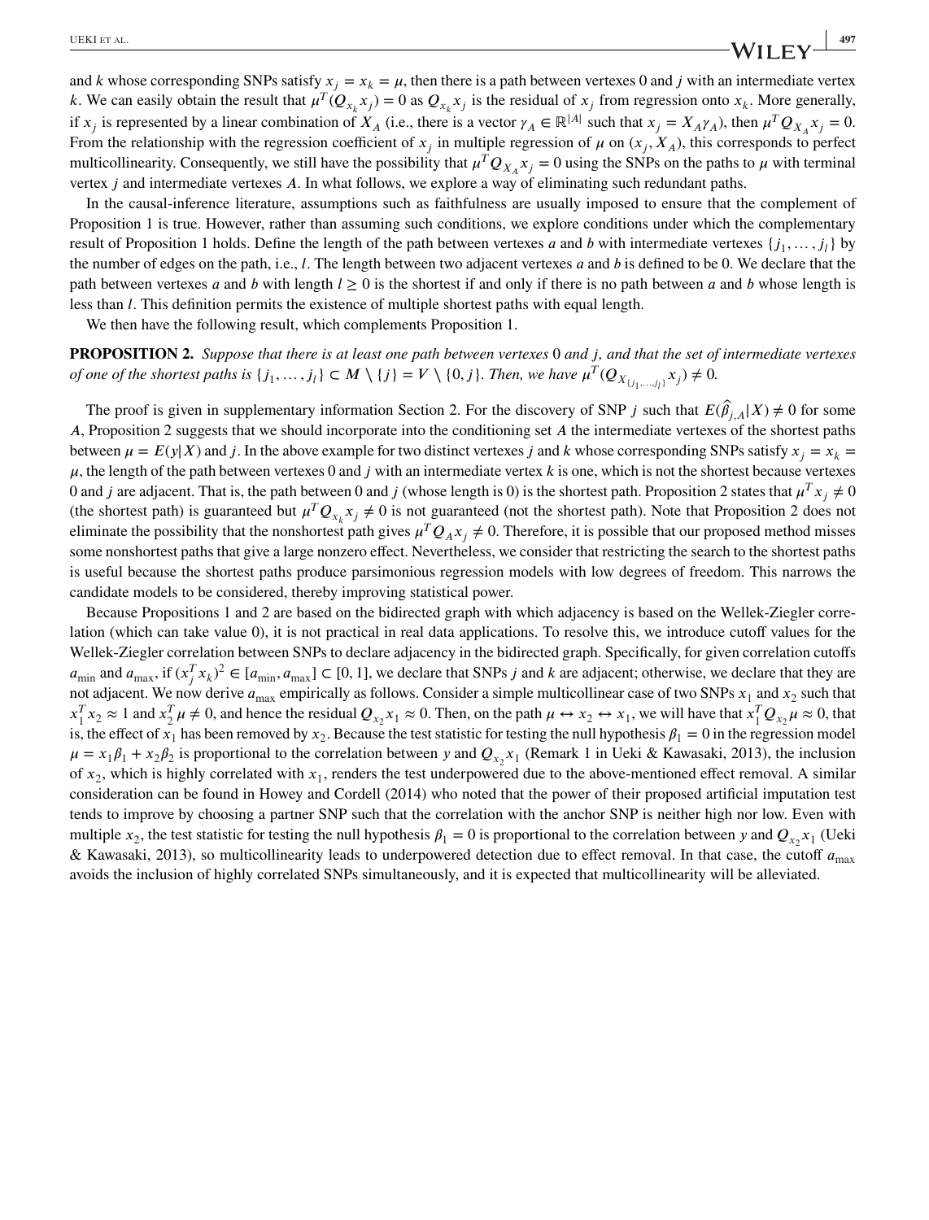and $k$ whose corresponding SNPs satisfy $x_j = x_k = \mu$, then there is a path between vertexes 0 and $j$ with an intermediate vertex $k$. We can easily obtain the result that $\mu^T(Q_{x_k} x_j) = 0$ as $Q_{x_k} x_j$ is the residual of $x_j$ from regression onto $x_k$. More generally, if $x_j$ is represented by a linear combination of $X_A$ (i.e., there is a vector $\gamma_A \in \mathbb{R}^{|A|}$ such that $x_j = X_A \gamma_A$), then $\mu^T Q_{X_A} x_j = 0$. From the relationship with the regression coefficient of $x_j$ in multiple regression of $\mu$ on $(x_j, X_A)$, this corresponds to perfect multicollinearity. Consequently, we still have the possibility that $\mu^T Q_{X_A} x_j = 0$ using the SNPs on the paths to $\mu$ with terminal vertex $j$ and intermediate vertexes $A$. In what follows, we explore a way of eliminating such redundant paths.

In the causal-inference literature, assumptions such as faithfulness are usually imposed to ensure that the complement of Proposition 1 is true. However, rather than assuming such conditions, we explore conditions under which the complementary result of Proposition 1 holds. Define the length of the path between vertexes $a$ and $b$ with intermediate vertexes $\{j_1, \ldots, j_l\}$ by the number of edges on the path, i.e., $l$. The length between two adjacent vertexes $a$ and $b$ is defined to be 0. We declare that the path between vertexes $a$ and $b$ with length $l \geq 0$ is the shortest if and only if there is no path between $a$ and $b$ whose length is less than $l$. This definition permits the existence of multiple shortest paths with equal length.

We then have the following result, which complements Proposition 1.

**PROPOSITION 2.** *Suppose that there is at least one path between vertexes* 0 *and* $j$*, and that the set of intermediate vertexes of one of the shortest paths is* $\{j_1, \ldots, j_l\} \subset M \setminus \{j\} = V \setminus \{0, j\}$*. Then, we have* $\mu^T(Q_{X_{\{j_1,\ldots,j_l\}}} x_j) \neq 0$.

The proof is given in supplementary information Section 2. For the discovery of SNP $j$ such that $E(\hat{\beta}_{j,A}|X) \neq 0$ for some $A$, Proposition 2 suggests that we should incorporate into the conditioning set $A$ the intermediate vertexes of the shortest paths between $\mu = E(y|X)$ and $j$. In the above example for two distinct vertexes $j$ and $k$ whose corresponding SNPs satisfy $x_j = x_k = \mu$, the length of the path between vertexes 0 and $j$ with an intermediate vertex $k$ is one, which is not the shortest because vertexes 0 and $j$ are adjacent. That is, the path between 0 and $j$ (whose length is 0) is the shortest path. Proposition 2 states that $\mu^T x_j \neq 0$ (the shortest path) is guaranteed but $\mu^T Q_{x_k} x_j \neq 0$ is not guaranteed (not the shortest path). Note that Proposition 2 does not eliminate the possibility that the nonshortest path gives $\mu^T Q_A x_j \neq 0$. Therefore, it is possible that our proposed method misses some nonshortest paths that give a large nonzero effect. Nevertheless, we consider that restricting the search to the shortest paths is useful because the shortest paths produce parsimonious regression models with low degrees of freedom. This narrows the candidate models to be considered, thereby improving statistical power.

Because Propositions 1 and 2 are based on the bidirected graph with which adjacency is based on the Wellek-Ziegler correlation (which can take value 0), it is not practical in real data applications. To resolve this, we introduce cutoff values for the Wellek-Ziegler correlation between SNPs to declare adjacency in the bidirected graph. Specifically, for given correlation cutoffs $a_{\min}$ and $a_{\max}$, if $(x_j^T x_k)^2 \in [a_{\min}, a_{\max}] \subset [0, 1]$, we declare that SNPs $j$ and $k$ are adjacent; otherwise, we declare that they are not adjacent. We now derive $a_{\max}$ empirically as follows. Consider a simple multicollinear case of two SNPs $x_1$ and $x_2$ such that $x_1^T x_2 \approx 1$ and $x_2^T \mu \neq 0$, and hence the residual $Q_{x_2} x_1 \approx 0$. Then, on the path $\mu \leftrightarrow x_2 \leftrightarrow x_1$, we will have that $x_1^T Q_{x_2} \mu \approx 0$, that is, the effect of $x_1$ has been removed by $x_2$. Because the test statistic for testing the null hypothesis $\beta_1 = 0$ in the regression model $\mu = x_1\beta_1 + x_2\beta_2$ is proportional to the correlation between $y$ and $Q_{x_2} x_1$ (Remark 1 in Ueki & Kawasaki, 2013), the inclusion of $x_2$, which is highly correlated with $x_1$, renders the test underpowered due to the above-mentioned effect removal. A similar consideration can be found in Howey and Cordell (2014) who noted that the power of their proposed artificial imputation test tends to improve by choosing a partner SNP such that the correlation with the anchor SNP is neither high nor low. Even with multiple $x_2$, the test statistic for testing the null hypothesis $\beta_1 = 0$ is proportional to the correlation between $y$ and $Q_{x_2} x_1$ (Ueki & Kawasaki, 2013), so multicollinearity leads to underpowered detection due to effect removal. In that case, the cutoff $a_{\max}$ avoids the inclusion of highly correlated SNPs simultaneously, and it is expected that multicollinearity will be alleviated.